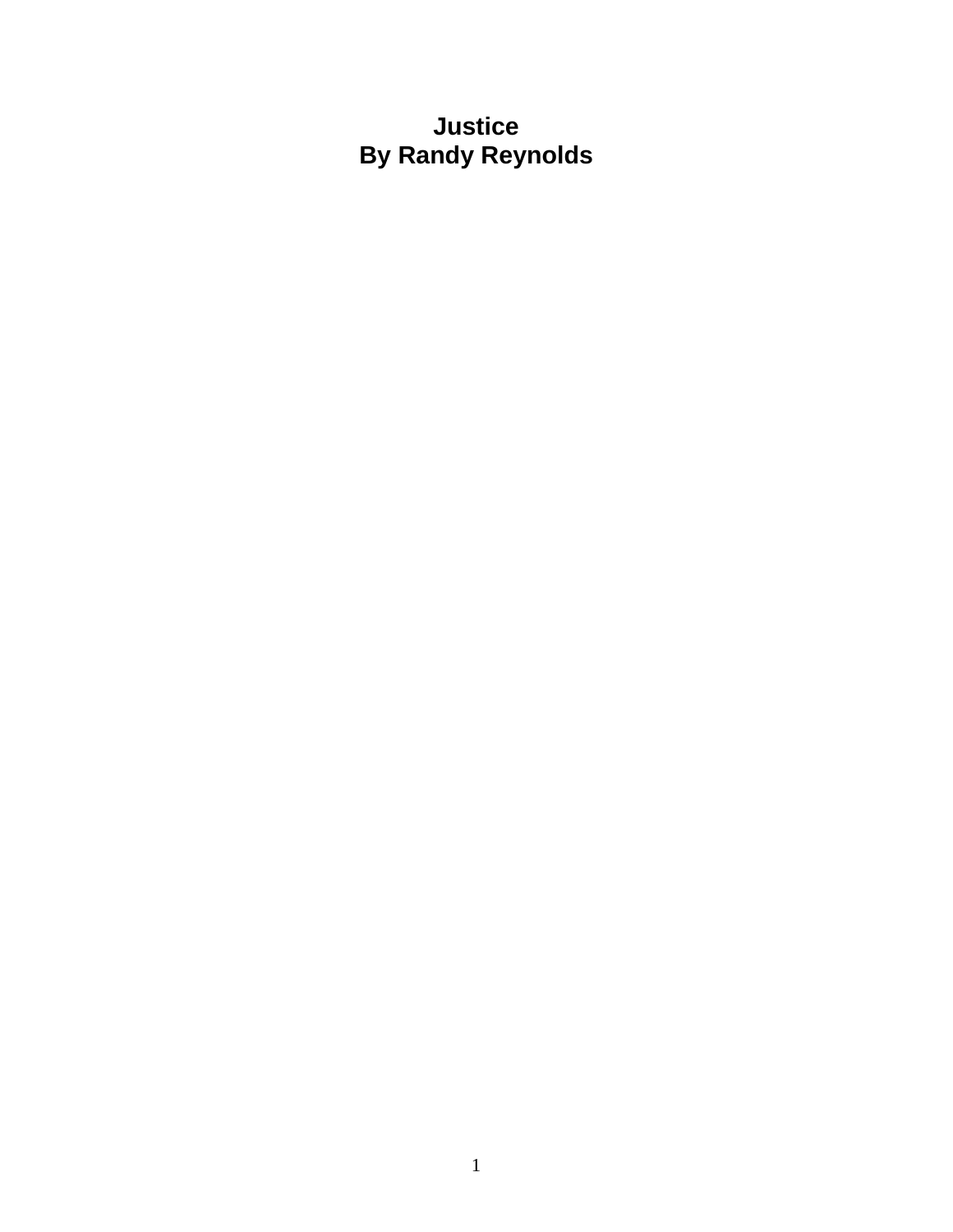# Justice
## By Randy Reynolds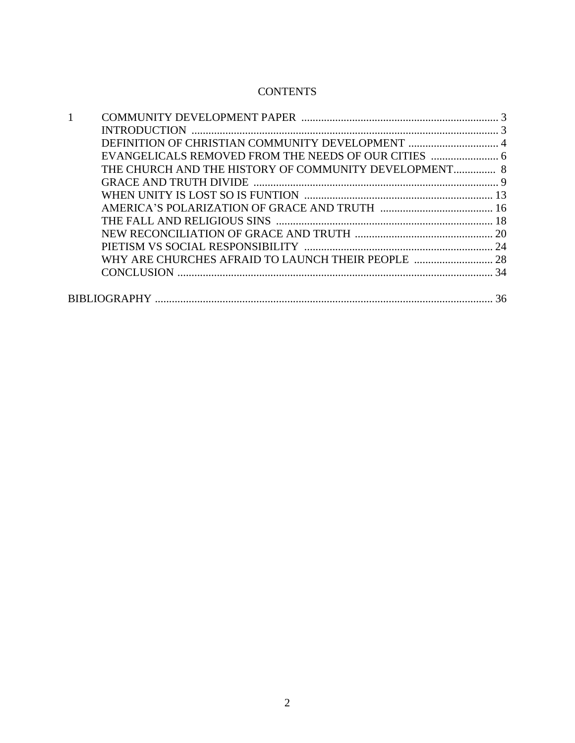# CONTENTS

| | | |
|---|---|---|
| 1 | COMMUNITY DEVELOPMENT PAPER | 3 |
| | INTRODUCTION | 3 |
| | DEFINITION OF CHRISTIAN COMMUNITY DEVELOPMENT | 4 |
| | EVANGELICALS REMOVED FROM THE NEEDS OF OUR CITIES | 6 |
| | THE CHURCH AND THE HISTORY OF COMMUNITY DEVELOPMENT | 8 |
| | GRACE AND TRUTH DIVIDE | 9 |
| | WHEN UNITY IS LOST SO IS FUNTION | 13 |
| | AMERICA'S POLARIZATION OF GRACE AND TRUTH | 16 |
| | THE FALL AND RELIGIOUS SINS | 18 |
| | NEW RECONCILIATION OF GRACE AND TRUTH | 20 |
| | PIETISM VS SOCIAL RESPONSIBILITY | 24 |
| | WHY ARE CHURCHES AFRAID TO LAUNCH THEIR PEOPLE | 28 |
| | CONCLUSION | 34 |
| BIBLIOGRAPHY | | 36 |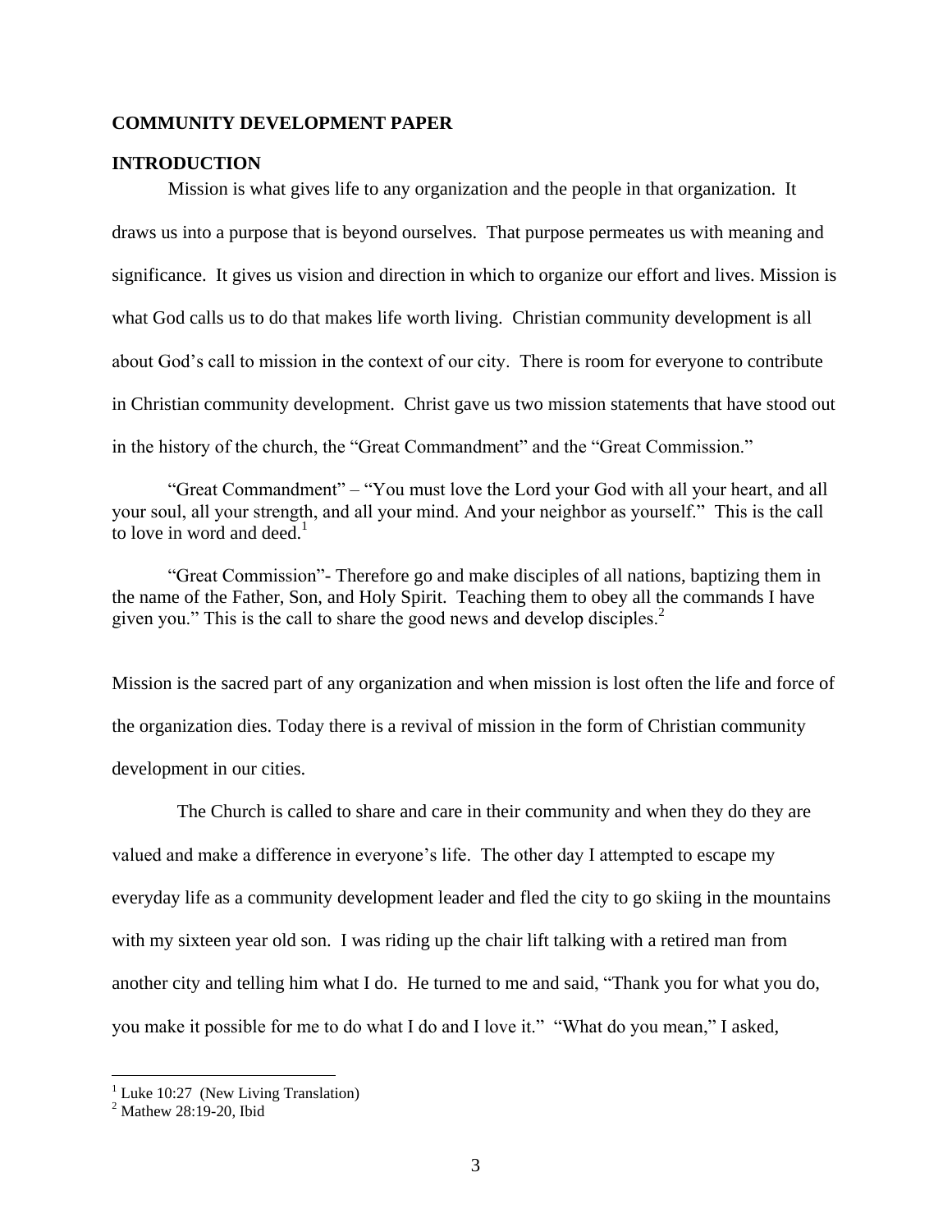## COMMUNITY DEVELOPMENT PAPER

### INTRODUCTION

Mission is what gives life to any organization and the people in that organization. It draws us into a purpose that is beyond ourselves. That purpose permeates us with meaning and significance. It gives us vision and direction in which to organize our effort and lives. Mission is what God calls us to do that makes life worth living. Christian community development is all about God's call to mission in the context of our city. There is room for everyone to contribute in Christian community development. Christ gave us two mission statements that have stood out in the history of the church, the "Great Commandment" and the "Great Commission."

> "Great Commandment" – "You must love the Lord your God with all your heart, and all your soul, all your strength, and all your mind. And your neighbor as yourself." This is the call to love in word and deed.[1]
>
> "Great Commission"- Therefore go and make disciples of all nations, baptizing them in the name of the Father, Son, and Holy Spirit. Teaching them to obey all the commands I have given you." This is the call to share the good news and develop disciples.[2]

Mission is the sacred part of any organization and when mission is lost often the life and force of the organization dies. Today there is a revival of mission in the form of Christian community development in our cities.

The Church is called to share and care in their community and when they do they are valued and make a difference in everyone's life. The other day I attempted to escape my everyday life as a community development leader and fled the city to go skiing in the mountains with my sixteen year old son. I was riding up the chair lift talking with a retired man from another city and telling him what I do. He turned to me and said, "Thank you for what you do, you make it possible for me to do what I do and I love it." "What do you mean," I asked,

---

[1] Luke 10:27 (New Living Translation)

[2] Mathew 28:19-20, Ibid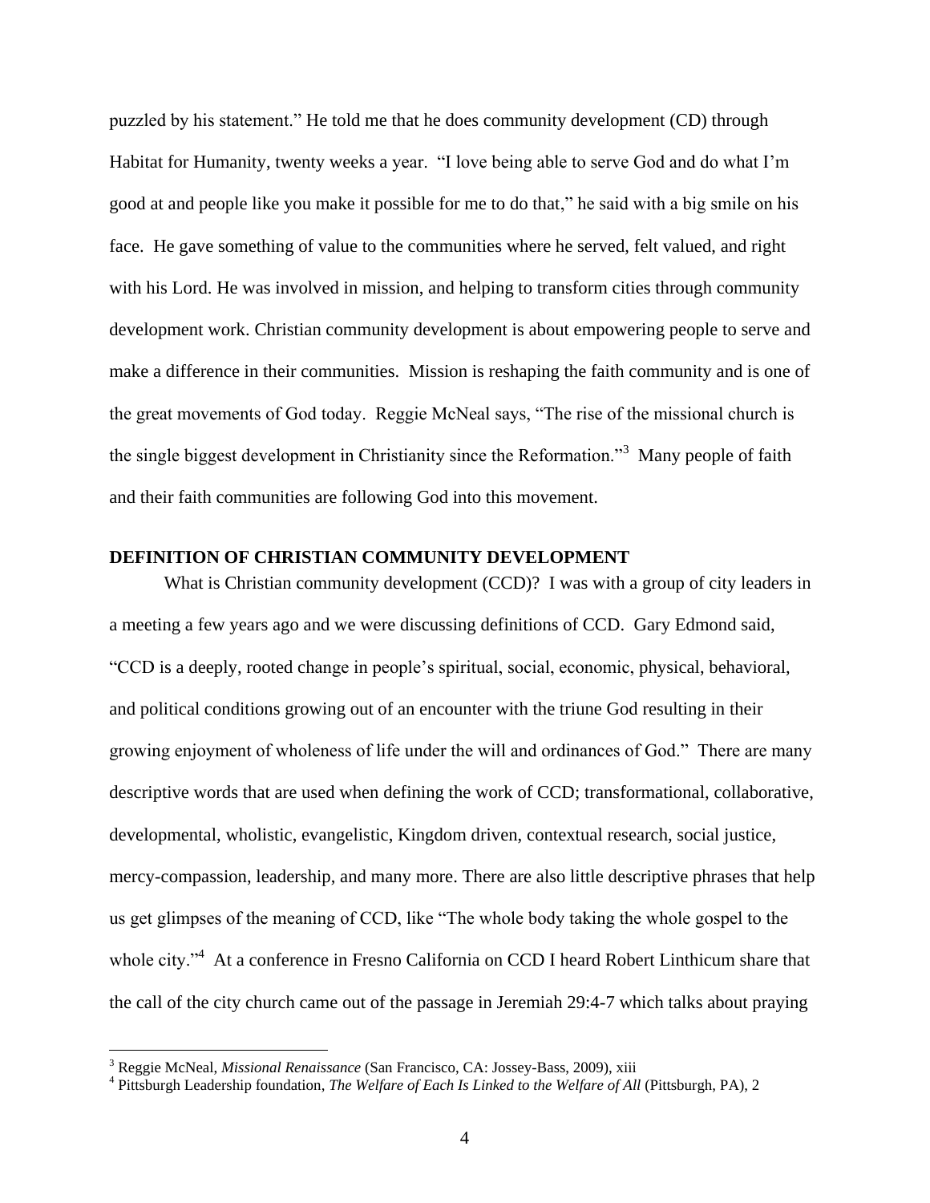puzzled by his statement." He told me that he does community development (CD) through Habitat for Humanity, twenty weeks a year. "I love being able to serve God and do what I'm good at and people like you make it possible for me to do that," he said with a big smile on his face. He gave something of value to the communities where he served, felt valued, and right with his Lord. He was involved in mission, and helping to transform cities through community development work. Christian community development is about empowering people to serve and make a difference in their communities. Mission is reshaping the faith community and is one of the great movements of God today. Reggie McNeal says, "The rise of the missional church is the single biggest development in Christianity since the Reformation."[3] Many people of faith and their faith communities are following God into this movement.

**DEFINITION OF CHRISTIAN COMMUNITY DEVELOPMENT**

What is Christian community development (CCD)? I was with a group of city leaders in a meeting a few years ago and we were discussing definitions of CCD. Gary Edmond said, "CCD is a deeply, rooted change in people's spiritual, social, economic, physical, behavioral, and political conditions growing out of an encounter with the triune God resulting in their growing enjoyment of wholeness of life under the will and ordinances of God." There are many descriptive words that are used when defining the work of CCD; transformational, collaborative, developmental, wholistic, evangelistic, Kingdom driven, contextual research, social justice, mercy-compassion, leadership, and many more. There are also little descriptive phrases that help us get glimpses of the meaning of CCD, like "The whole body taking the whole gospel to the whole city."[4] At a conference in Fresno California on CCD I heard Robert Linthicum share that the call of the city church came out of the passage in Jeremiah 29:4-7 which talks about praying

---

[3] Reggie McNeal, *Missional Renaissance* (San Francisco, CA: Jossey-Bass, 2009), xiii

[4] Pittsburgh Leadership foundation, *The Welfare of Each Is Linked to the Welfare of All* (Pittsburgh, PA), 2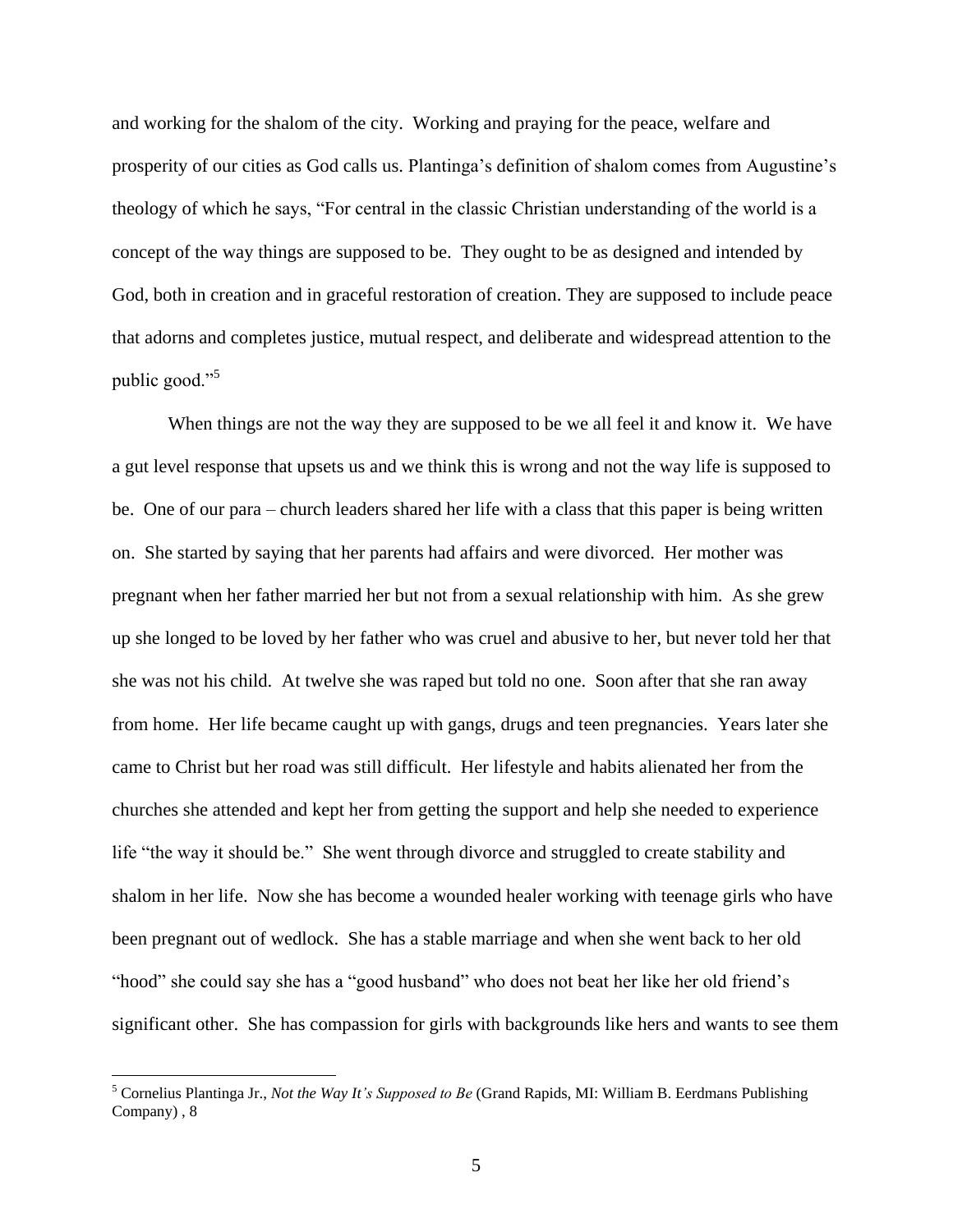and working for the shalom of the city. Working and praying for the peace, welfare and prosperity of our cities as God calls us. Plantinga's definition of shalom comes from Augustine's theology of which he says, "For central in the classic Christian understanding of the world is a concept of the way things are supposed to be. They ought to be as designed and intended by God, both in creation and in graceful restoration of creation. They are supposed to include peace that adorns and completes justice, mutual respect, and deliberate and widespread attention to the public good."[5]

When things are not the way they are supposed to be we all feel it and know it. We have a gut level response that upsets us and we think this is wrong and not the way life is supposed to be. One of our para – church leaders shared her life with a class that this paper is being written on. She started by saying that her parents had affairs and were divorced. Her mother was pregnant when her father married her but not from a sexual relationship with him. As she grew up she longed to be loved by her father who was cruel and abusive to her, but never told her that she was not his child. At twelve she was raped but told no one. Soon after that she ran away from home. Her life became caught up with gangs, drugs and teen pregnancies. Years later she came to Christ but her road was still difficult. Her lifestyle and habits alienated her from the churches she attended and kept her from getting the support and help she needed to experience life "the way it should be." She went through divorce and struggled to create stability and shalom in her life. Now she has become a wounded healer working with teenage girls who have been pregnant out of wedlock. She has a stable marriage and when she went back to her old "hood" she could say she has a "good husband" who does not beat her like her old friend's significant other. She has compassion for girls with backgrounds like hers and wants to see them

[5] Cornelius Plantinga Jr., *Not the Way It's Supposed to Be* (Grand Rapids, MI: William B. Eerdmans Publishing Company) , 8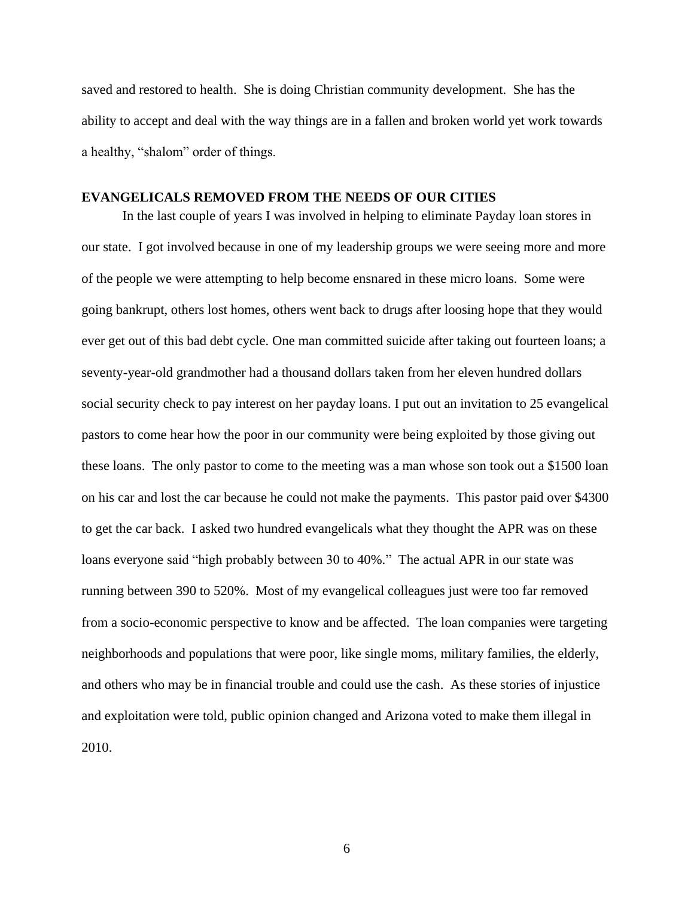saved and restored to health. She is doing Christian community development. She has the ability to accept and deal with the way things are in a fallen and broken world yet work towards a healthy, "shalom" order of things.

## EVANGELICALS REMOVED FROM THE NEEDS OF OUR CITIES

In the last couple of years I was involved in helping to eliminate Payday loan stores in our state. I got involved because in one of my leadership groups we were seeing more and more of the people we were attempting to help become ensnared in these micro loans. Some were going bankrupt, others lost homes, others went back to drugs after loosing hope that they would ever get out of this bad debt cycle. One man committed suicide after taking out fourteen loans; a seventy-year-old grandmother had a thousand dollars taken from her eleven hundred dollars social security check to pay interest on her payday loans. I put out an invitation to 25 evangelical pastors to come hear how the poor in our community were being exploited by those giving out these loans. The only pastor to come to the meeting was a man whose son took out a $1500 loan on his car and lost the car because he could not make the payments. This pastor paid over $4300 to get the car back. I asked two hundred evangelicals what they thought the APR was on these loans everyone said "high probably between 30 to 40%." The actual APR in our state was running between 390 to 520%. Most of my evangelical colleagues just were too far removed from a socio-economic perspective to know and be affected. The loan companies were targeting neighborhoods and populations that were poor, like single moms, military families, the elderly, and others who may be in financial trouble and could use the cash. As these stories of injustice and exploitation were told, public opinion changed and Arizona voted to make them illegal in 2010.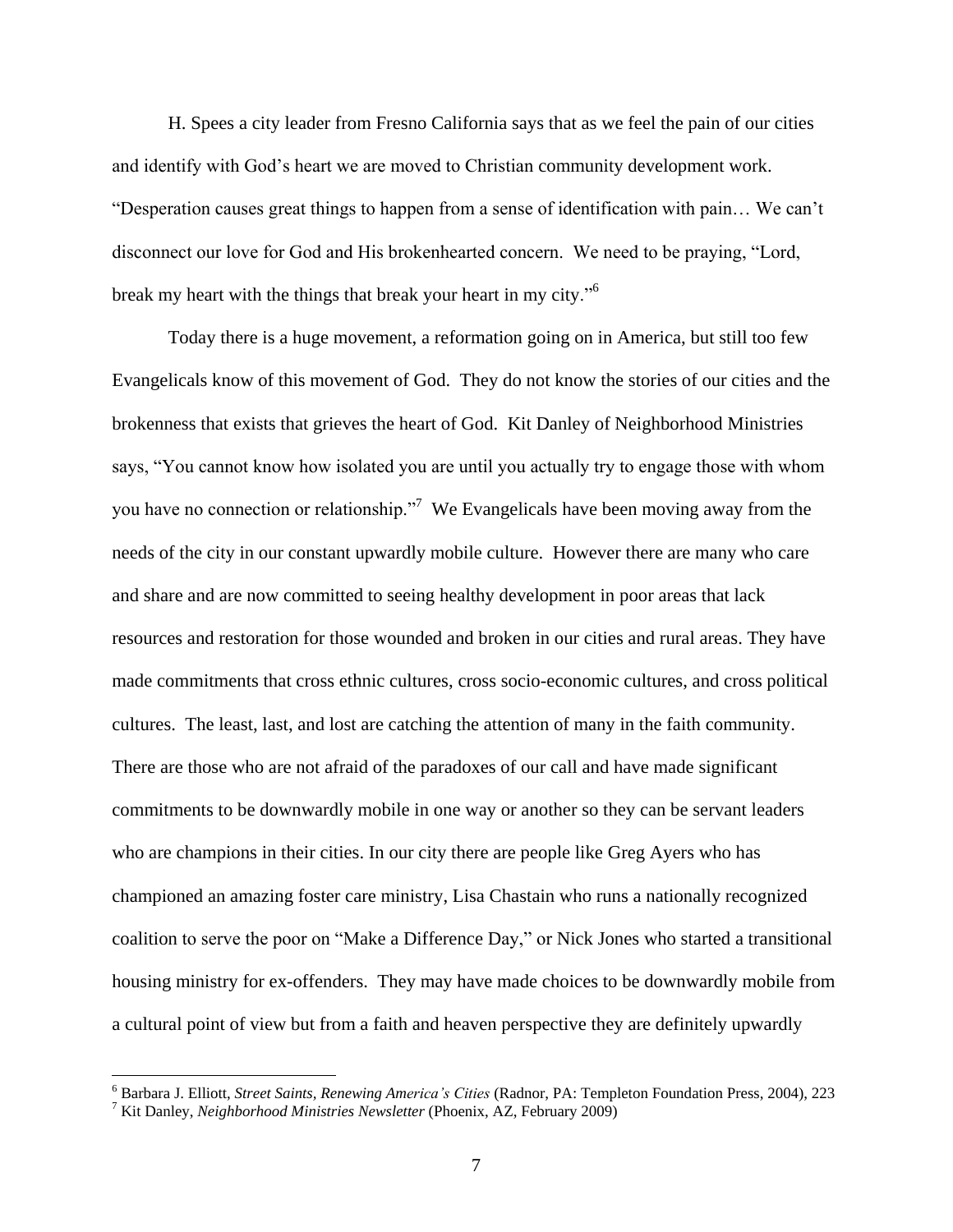H. Spees a city leader from Fresno California says that as we feel the pain of our cities and identify with God's heart we are moved to Christian community development work. "Desperation causes great things to happen from a sense of identification with pain… We can't disconnect our love for God and His brokenhearted concern. We need to be praying, "Lord, break my heart with the things that break your heart in my city."[6]

Today there is a huge movement, a reformation going on in America, but still too few Evangelicals know of this movement of God. They do not know the stories of our cities and the brokenness that exists that grieves the heart of God. Kit Danley of Neighborhood Ministries says, "You cannot know how isolated you are until you actually try to engage those with whom you have no connection or relationship."[7] We Evangelicals have been moving away from the needs of the city in our constant upwardly mobile culture. However there are many who care and share and are now committed to seeing healthy development in poor areas that lack resources and restoration for those wounded and broken in our cities and rural areas. They have made commitments that cross ethnic cultures, cross socio-economic cultures, and cross political cultures. The least, last, and lost are catching the attention of many in the faith community. There are those who are not afraid of the paradoxes of our call and have made significant commitments to be downwardly mobile in one way or another so they can be servant leaders who are champions in their cities. In our city there are people like Greg Ayers who has championed an amazing foster care ministry, Lisa Chastain who runs a nationally recognized coalition to serve the poor on "Make a Difference Day," or Nick Jones who started a transitional housing ministry for ex-offenders. They may have made choices to be downwardly mobile from a cultural point of view but from a faith and heaven perspective they are definitely upwardly

---

[6] Barbara J. Elliott, *Street Saints, Renewing America's Cities* (Radnor, PA: Templeton Foundation Press, 2004), 223

[7] Kit Danley, *Neighborhood Ministries Newsletter* (Phoenix, AZ, February 2009)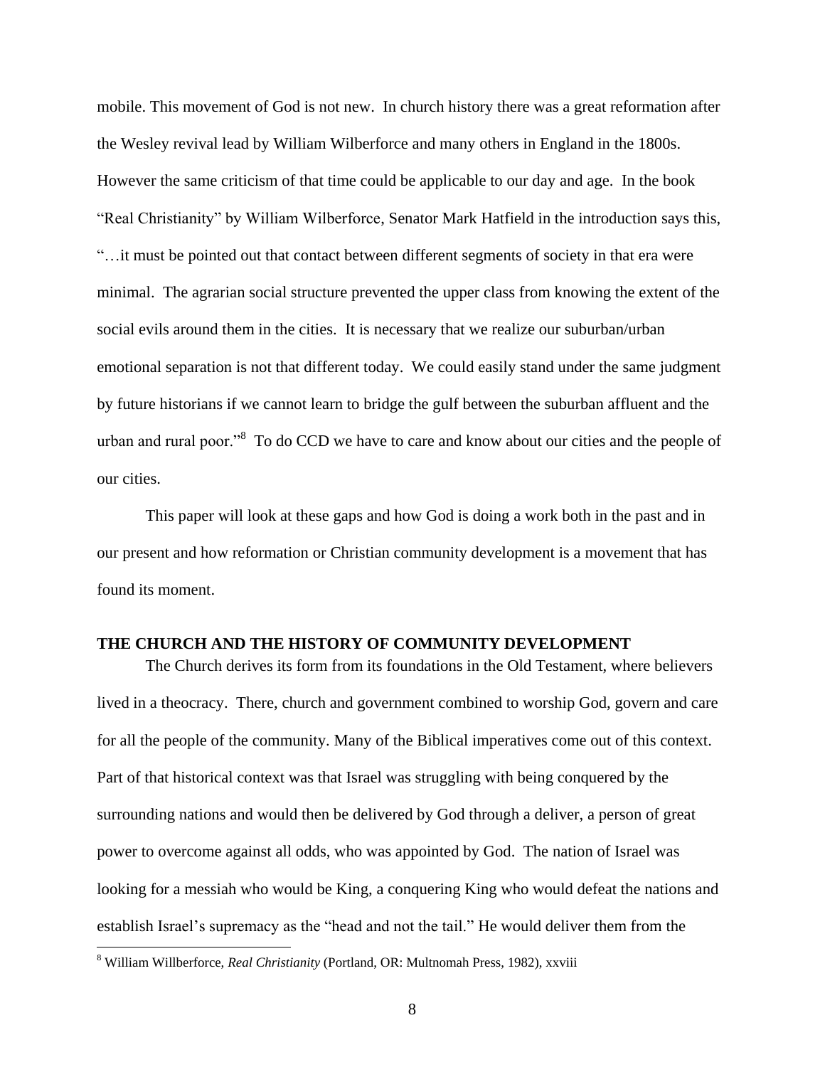mobile. This movement of God is not new. In church history there was a great reformation after the Wesley revival lead by William Wilberforce and many others in England in the 1800s. However the same criticism of that time could be applicable to our day and age. In the book "Real Christianity" by William Wilberforce, Senator Mark Hatfield in the introduction says this, "…it must be pointed out that contact between different segments of society in that era were minimal. The agrarian social structure prevented the upper class from knowing the extent of the social evils around them in the cities. It is necessary that we realize our suburban/urban emotional separation is not that different today. We could easily stand under the same judgment by future historians if we cannot learn to bridge the gulf between the suburban affluent and the urban and rural poor."[8] To do CCD we have to care and know about our cities and the people of our cities.

This paper will look at these gaps and how God is doing a work both in the past and in our present and how reformation or Christian community development is a movement that has found its moment.

**THE CHURCH AND THE HISTORY OF COMMUNITY DEVELOPMENT**

The Church derives its form from its foundations in the Old Testament, where believers lived in a theocracy. There, church and government combined to worship God, govern and care for all the people of the community. Many of the Biblical imperatives come out of this context. Part of that historical context was that Israel was struggling with being conquered by the surrounding nations and would then be delivered by God through a deliver, a person of great power to overcome against all odds, who was appointed by God. The nation of Israel was looking for a messiah who would be King, a conquering King who would defeat the nations and establish Israel's supremacy as the "head and not the tail." He would deliver them from the

---

[8] William Willberforce, *Real Christianity* (Portland, OR: Multnomah Press, 1982), xxviii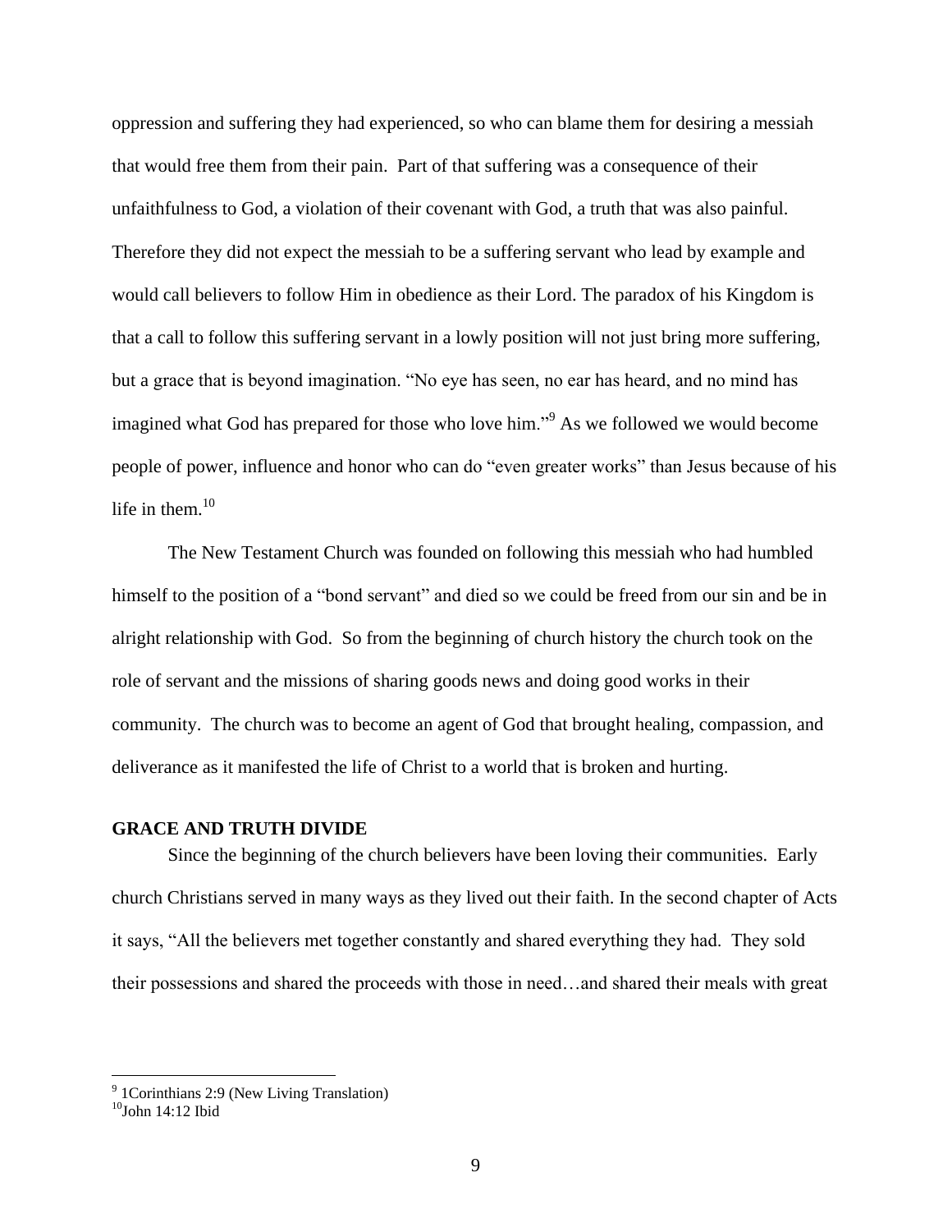oppression and suffering they had experienced, so who can blame them for desiring a messiah that would free them from their pain. Part of that suffering was a consequence of their unfaithfulness to God, a violation of their covenant with God, a truth that was also painful. Therefore they did not expect the messiah to be a suffering servant who lead by example and would call believers to follow Him in obedience as their Lord. The paradox of his Kingdom is that a call to follow this suffering servant in a lowly position will not just bring more suffering, but a grace that is beyond imagination. "No eye has seen, no ear has heard, and no mind has imagined what God has prepared for those who love him."[9] As we followed we would become people of power, influence and honor who can do "even greater works" than Jesus because of his life in them.[10]

The New Testament Church was founded on following this messiah who had humbled himself to the position of a "bond servant" and died so we could be freed from our sin and be in alright relationship with God. So from the beginning of church history the church took on the role of servant and the missions of sharing goods news and doing good works in their community. The church was to become an agent of God that brought healing, compassion, and deliverance as it manifested the life of Christ to a world that is broken and hurting.

**GRACE AND TRUTH DIVIDE**

Since the beginning of the church believers have been loving their communities. Early church Christians served in many ways as they lived out their faith. In the second chapter of Acts it says, "All the believers met together constantly and shared everything they had. They sold their possessions and shared the proceeds with those in need…and shared their meals with great

---

[9] 1Corinthians 2:9 (New Living Translation)

[10] John 14:12 Ibid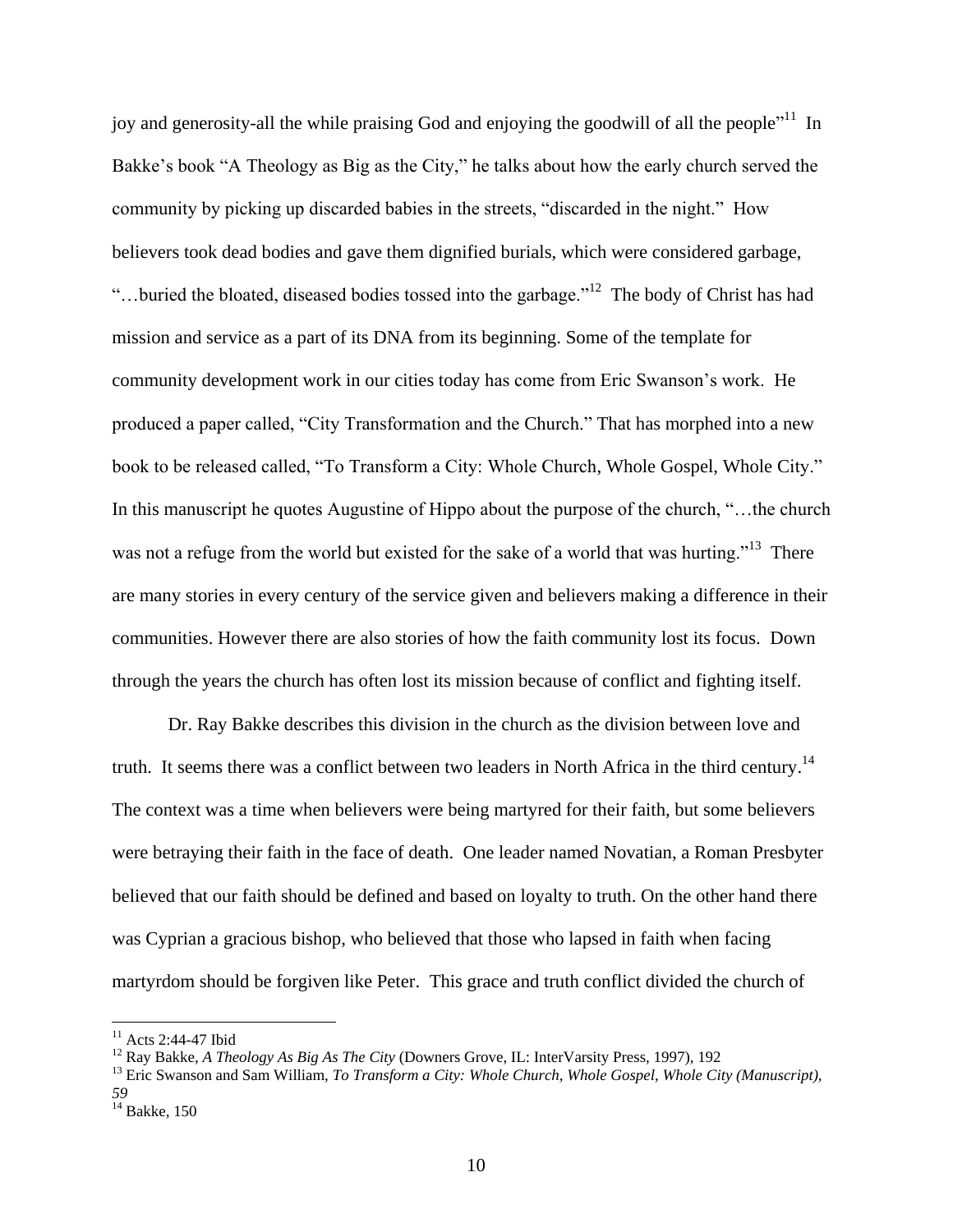joy and generosity-all the while praising God and enjoying the goodwill of all the people"[11] In Bakke's book "A Theology as Big as the City," he talks about how the early church served the community by picking up discarded babies in the streets, "discarded in the night." How believers took dead bodies and gave them dignified burials, which were considered garbage, "…buried the bloated, diseased bodies tossed into the garbage."[12] The body of Christ has had mission and service as a part of its DNA from its beginning. Some of the template for community development work in our cities today has come from Eric Swanson's work. He produced a paper called, "City Transformation and the Church." That has morphed into a new book to be released called, "To Transform a City: Whole Church, Whole Gospel, Whole City." In this manuscript he quotes Augustine of Hippo about the purpose of the church, "…the church was not a refuge from the world but existed for the sake of a world that was hurting."[13] There are many stories in every century of the service given and believers making a difference in their communities. However there are also stories of how the faith community lost its focus. Down through the years the church has often lost its mission because of conflict and fighting itself.

Dr. Ray Bakke describes this division in the church as the division between love and truth. It seems there was a conflict between two leaders in North Africa in the third century.[14] The context was a time when believers were being martyred for their faith, but some believers were betraying their faith in the face of death. One leader named Novatian, a Roman Presbyter believed that our faith should be defined and based on loyalty to truth. On the other hand there was Cyprian a gracious bishop, who believed that those who lapsed in faith when facing martyrdom should be forgiven like Peter. This grace and truth conflict divided the church of

---

[11] Acts 2:44-47 Ibid

[12] Ray Bakke, *A Theology As Big As The City* (Downers Grove, IL: InterVarsity Press, 1997), 192

[13] Eric Swanson and Sam William, *To Transform a City: Whole Church, Whole Gospel, Whole City (Manuscript), 59*

[14] Bakke, 150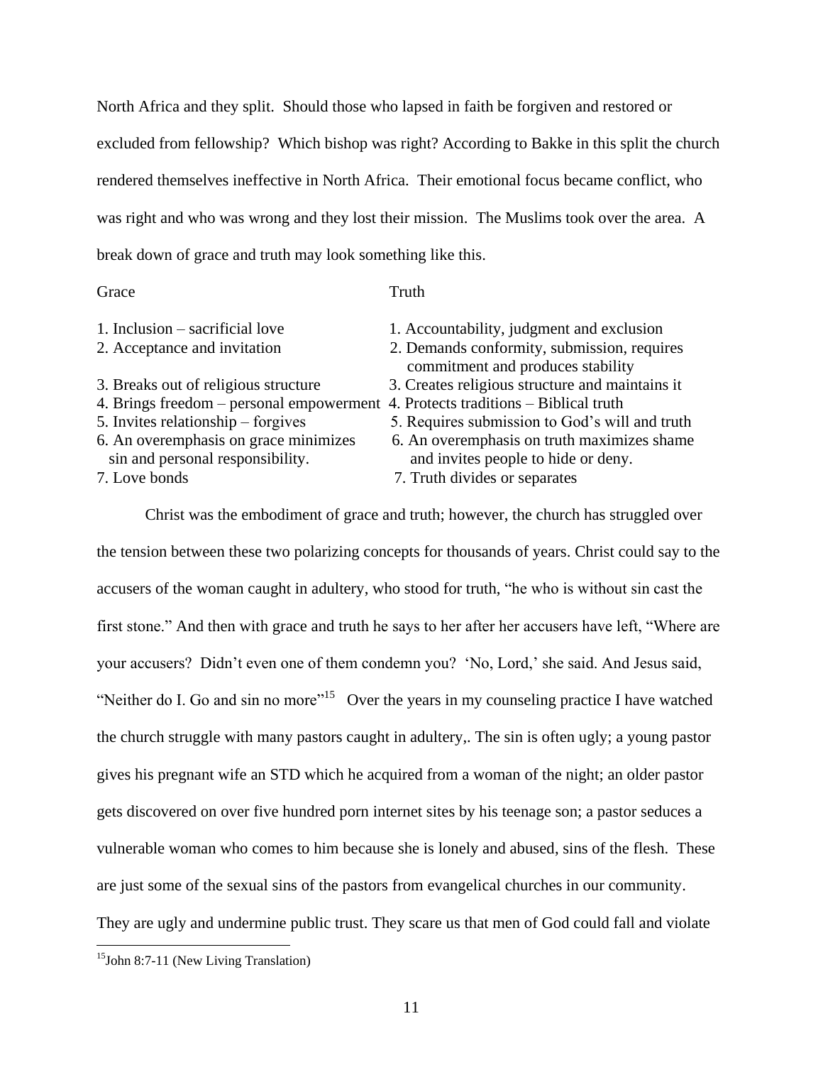North Africa and they split. Should those who lapsed in faith be forgiven and restored or excluded from fellowship? Which bishop was right? According to Bakke in this split the church rendered themselves ineffective in North Africa. Their emotional focus became conflict, who was right and who was wrong and they lost their mission. The Muslims took over the area. A break down of grace and truth may look something like this.

| Grace | Truth |
|---|---|
| 1. Inclusion – sacrificial love | 1. Accountability, judgment and exclusion |
| 2. Acceptance and invitation | 2. Demands conformity, submission, requires commitment and produces stability |
| 3. Breaks out of religious structure | 3. Creates religious structure and maintains it |
| 4. Brings freedom – personal empowerment | 4. Protects traditions – Biblical truth |
| 5. Invites relationship – forgives | 5. Requires submission to God's will and truth |
| 6. An overemphasis on grace minimizes sin and personal responsibility. | 6. An overemphasis on truth maximizes shame and invites people to hide or deny. |
| 7. Love bonds | 7. Truth divides or separates |

Christ was the embodiment of grace and truth; however, the church has struggled over the tension between these two polarizing concepts for thousands of years. Christ could say to the accusers of the woman caught in adultery, who stood for truth, "he who is without sin cast the first stone." And then with grace and truth he says to her after her accusers have left, "Where are your accusers? Didn't even one of them condemn you? 'No, Lord,' she said. And Jesus said, "Neither do I. Go and sin no more"[15] Over the years in my counseling practice I have watched the church struggle with many pastors caught in adultery,. The sin is often ugly; a young pastor gives his pregnant wife an STD which he acquired from a woman of the night; an older pastor gets discovered on over five hundred porn internet sites by his teenage son; a pastor seduces a vulnerable woman who comes to him because she is lonely and abused, sins of the flesh. These are just some of the sexual sins of the pastors from evangelical churches in our community. They are ugly and undermine public trust. They scare us that men of God could fall and violate

[15]John 8:7-11 (New Living Translation)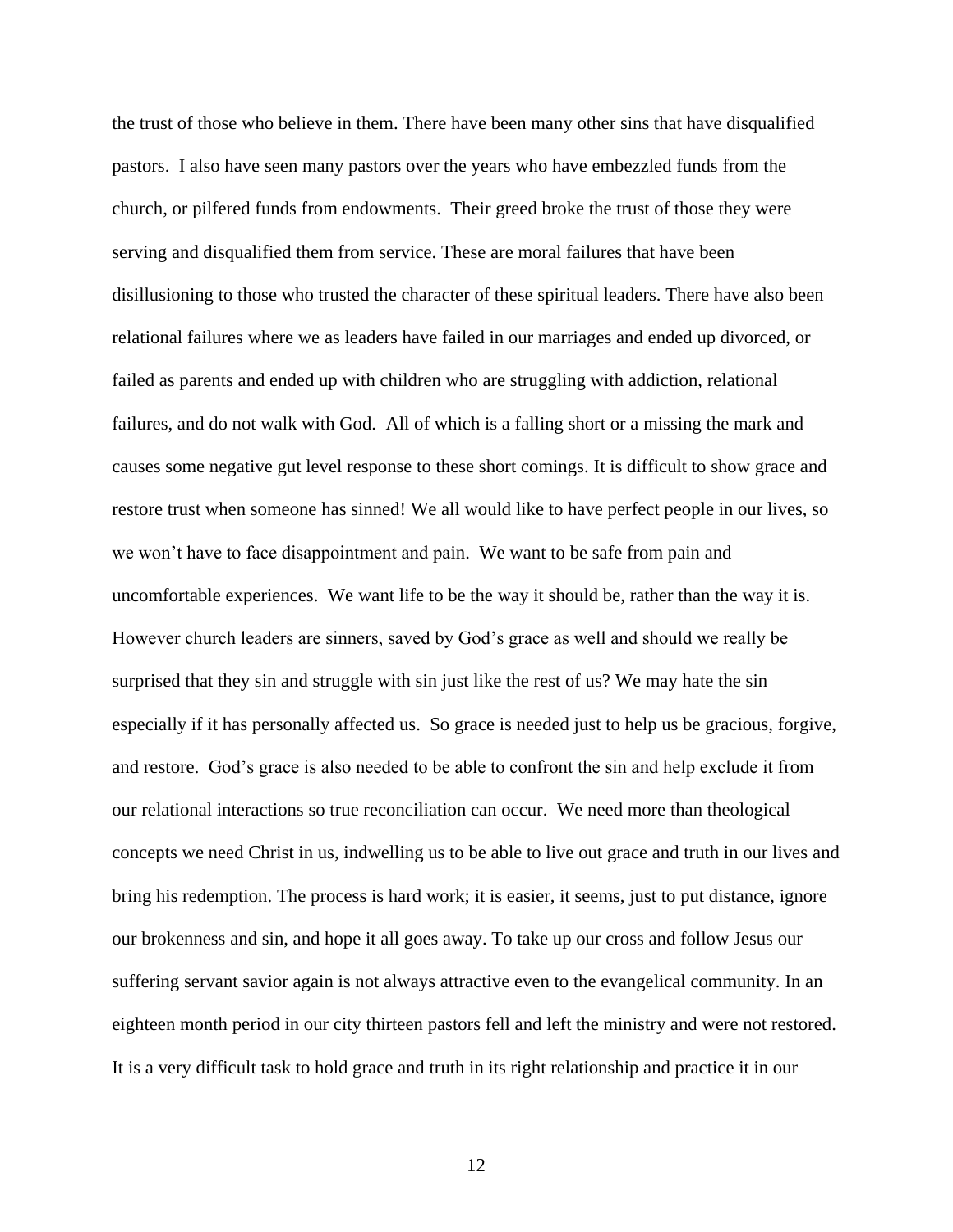the trust of those who believe in them. There have been many other sins that have disqualified pastors. I also have seen many pastors over the years who have embezzled funds from the church, or pilfered funds from endowments. Their greed broke the trust of those they were serving and disqualified them from service. These are moral failures that have been disillusioning to those who trusted the character of these spiritual leaders. There have also been relational failures where we as leaders have failed in our marriages and ended up divorced, or failed as parents and ended up with children who are struggling with addiction, relational failures, and do not walk with God. All of which is a falling short or a missing the mark and causes some negative gut level response to these short comings. It is difficult to show grace and restore trust when someone has sinned! We all would like to have perfect people in our lives, so we won't have to face disappointment and pain. We want to be safe from pain and uncomfortable experiences. We want life to be the way it should be, rather than the way it is. However church leaders are sinners, saved by God's grace as well and should we really be surprised that they sin and struggle with sin just like the rest of us? We may hate the sin especially if it has personally affected us. So grace is needed just to help us be gracious, forgive, and restore. God's grace is also needed to be able to confront the sin and help exclude it from our relational interactions so true reconciliation can occur. We need more than theological concepts we need Christ in us, indwelling us to be able to live out grace and truth in our lives and bring his redemption. The process is hard work; it is easier, it seems, just to put distance, ignore our brokenness and sin, and hope it all goes away. To take up our cross and follow Jesus our suffering servant savior again is not always attractive even to the evangelical community. In an eighteen month period in our city thirteen pastors fell and left the ministry and were not restored. It is a very difficult task to hold grace and truth in its right relationship and practice it in our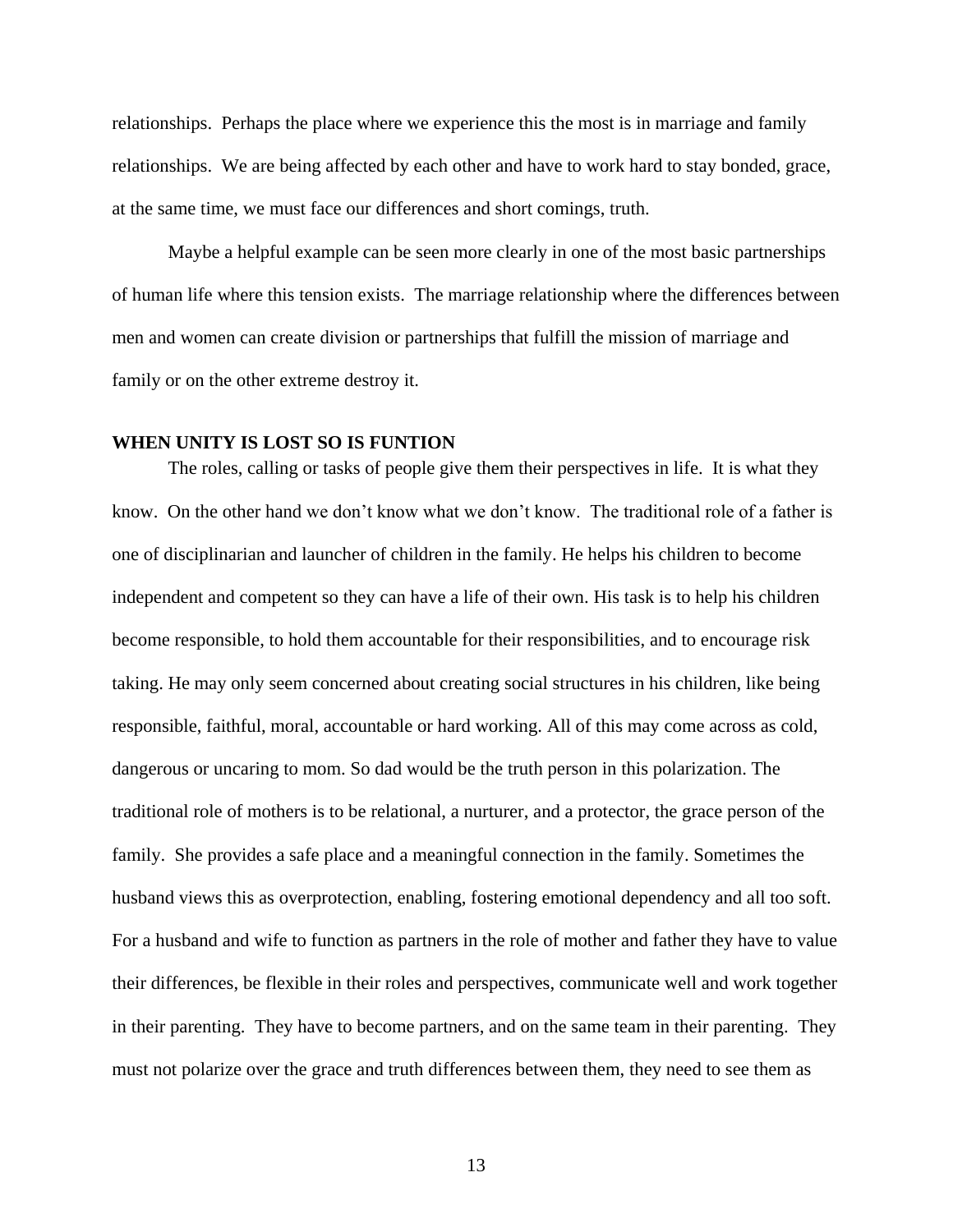relationships. Perhaps the place where we experience this the most is in marriage and family relationships. We are being affected by each other and have to work hard to stay bonded, grace, at the same time, we must face our differences and short comings, truth.

Maybe a helpful example can be seen more clearly in one of the most basic partnerships of human life where this tension exists. The marriage relationship where the differences between men and women can create division or partnerships that fulfill the mission of marriage and family or on the other extreme destroy it.

**WHEN UNITY IS LOST SO IS FUNTION**

The roles, calling or tasks of people give them their perspectives in life. It is what they know. On the other hand we don't know what we don't know. The traditional role of a father is one of disciplinarian and launcher of children in the family. He helps his children to become independent and competent so they can have a life of their own. His task is to help his children become responsible, to hold them accountable for their responsibilities, and to encourage risk taking. He may only seem concerned about creating social structures in his children, like being responsible, faithful, moral, accountable or hard working. All of this may come across as cold, dangerous or uncaring to mom. So dad would be the truth person in this polarization. The traditional role of mothers is to be relational, a nurturer, and a protector, the grace person of the family. She provides a safe place and a meaningful connection in the family. Sometimes the husband views this as overprotection, enabling, fostering emotional dependency and all too soft. For a husband and wife to function as partners in the role of mother and father they have to value their differences, be flexible in their roles and perspectives, communicate well and work together in their parenting. They have to become partners, and on the same team in their parenting. They must not polarize over the grace and truth differences between them, they need to see them as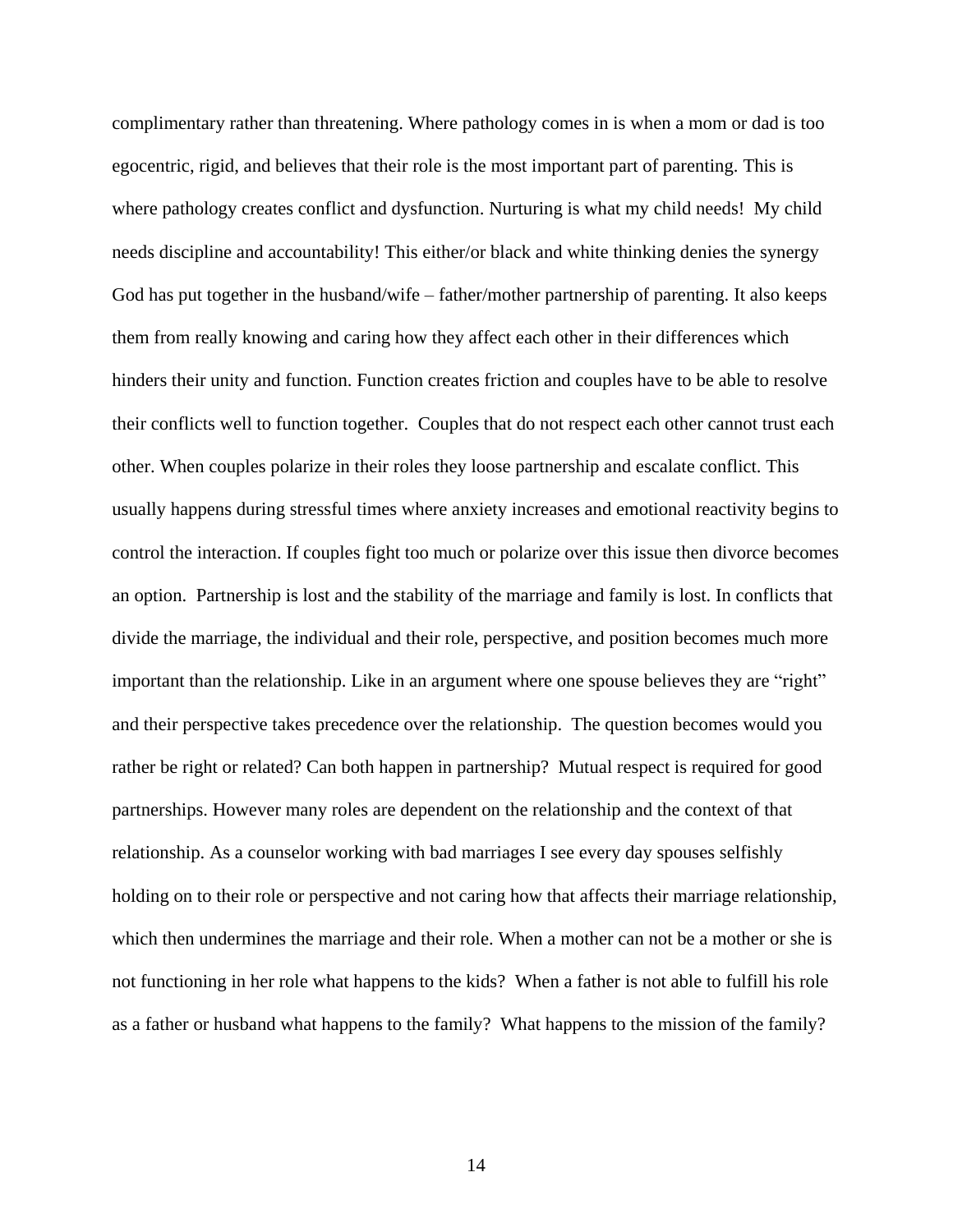complimentary rather than threatening. Where pathology comes in is when a mom or dad is too egocentric, rigid, and believes that their role is the most important part of parenting. This is where pathology creates conflict and dysfunction. Nurturing is what my child needs! My child needs discipline and accountability! This either/or black and white thinking denies the synergy God has put together in the husband/wife – father/mother partnership of parenting. It also keeps them from really knowing and caring how they affect each other in their differences which hinders their unity and function. Function creates friction and couples have to be able to resolve their conflicts well to function together. Couples that do not respect each other cannot trust each other. When couples polarize in their roles they loose partnership and escalate conflict. This usually happens during stressful times where anxiety increases and emotional reactivity begins to control the interaction. If couples fight too much or polarize over this issue then divorce becomes an option. Partnership is lost and the stability of the marriage and family is lost. In conflicts that divide the marriage, the individual and their role, perspective, and position becomes much more important than the relationship. Like in an argument where one spouse believes they are "right" and their perspective takes precedence over the relationship. The question becomes would you rather be right or related? Can both happen in partnership? Mutual respect is required for good partnerships. However many roles are dependent on the relationship and the context of that relationship. As a counselor working with bad marriages I see every day spouses selfishly holding on to their role or perspective and not caring how that affects their marriage relationship, which then undermines the marriage and their role. When a mother can not be a mother or she is not functioning in her role what happens to the kids? When a father is not able to fulfill his role as a father or husband what happens to the family? What happens to the mission of the family?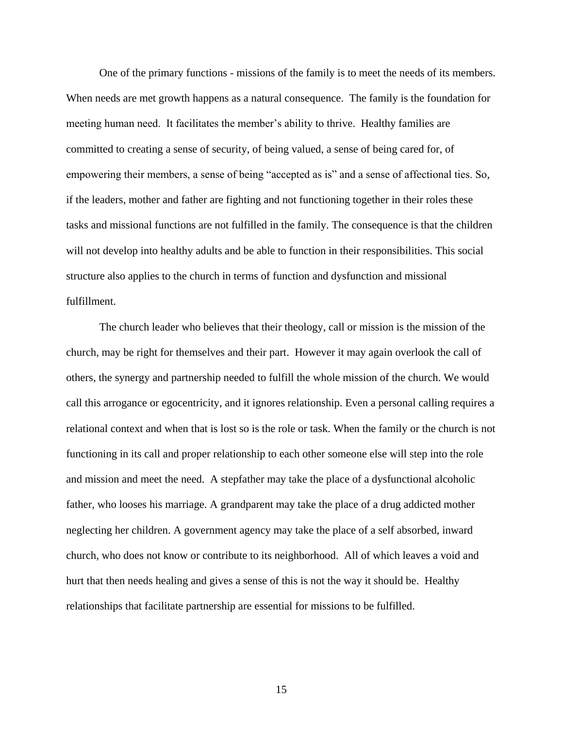One of the primary functions - missions of the family is to meet the needs of its members. When needs are met growth happens as a natural consequence. The family is the foundation for meeting human need. It facilitates the member's ability to thrive. Healthy families are committed to creating a sense of security, of being valued, a sense of being cared for, of empowering their members, a sense of being "accepted as is" and a sense of affectional ties. So, if the leaders, mother and father are fighting and not functioning together in their roles these tasks and missional functions are not fulfilled in the family. The consequence is that the children will not develop into healthy adults and be able to function in their responsibilities. This social structure also applies to the church in terms of function and dysfunction and missional fulfillment.

The church leader who believes that their theology, call or mission is the mission of the church, may be right for themselves and their part. However it may again overlook the call of others, the synergy and partnership needed to fulfill the whole mission of the church. We would call this arrogance or egocentricity, and it ignores relationship. Even a personal calling requires a relational context and when that is lost so is the role or task. When the family or the church is not functioning in its call and proper relationship to each other someone else will step into the role and mission and meet the need. A stepfather may take the place of a dysfunctional alcoholic father, who looses his marriage. A grandparent may take the place of a drug addicted mother neglecting her children. A government agency may take the place of a self absorbed, inward church, who does not know or contribute to its neighborhood. All of which leaves a void and hurt that then needs healing and gives a sense of this is not the way it should be. Healthy relationships that facilitate partnership are essential for missions to be fulfilled.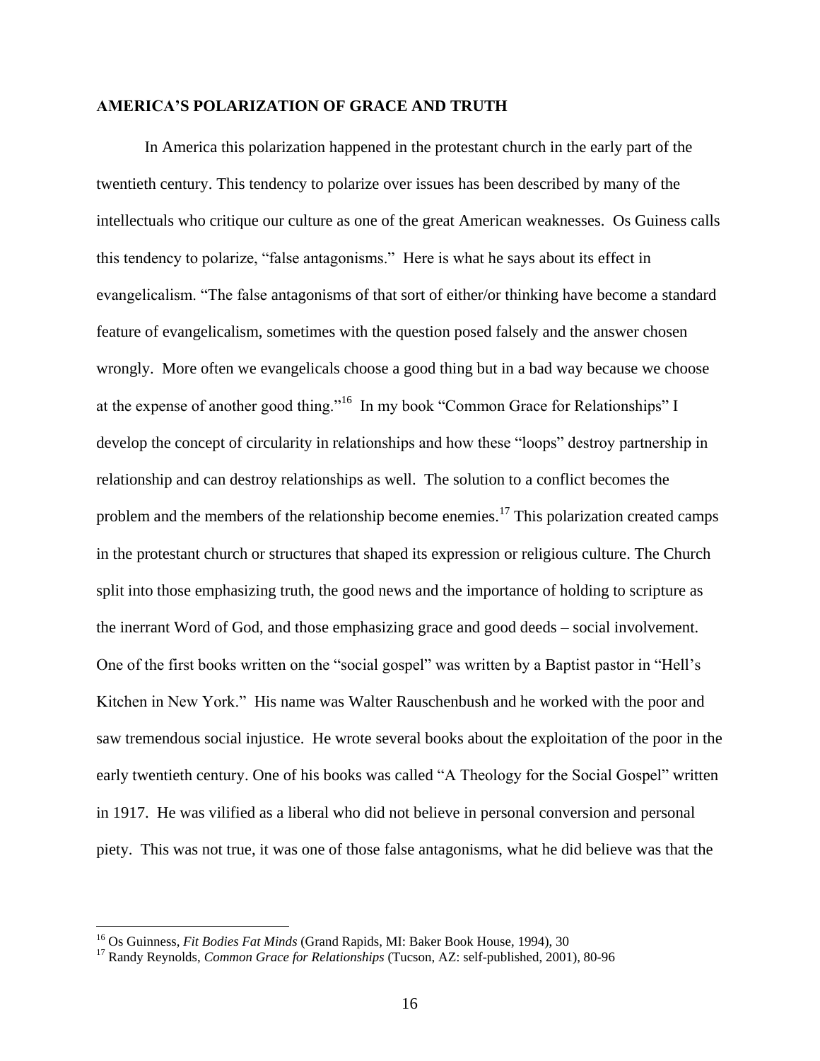**AMERICA'S POLARIZATION OF GRACE AND TRUTH**

In America this polarization happened in the protestant church in the early part of the twentieth century. This tendency to polarize over issues has been described by many of the intellectuals who critique our culture as one of the great American weaknesses. Os Guiness calls this tendency to polarize, "false antagonisms." Here is what he says about its effect in evangelicalism. "The false antagonisms of that sort of either/or thinking have become a standard feature of evangelicalism, sometimes with the question posed falsely and the answer chosen wrongly. More often we evangelicals choose a good thing but in a bad way because we choose at the expense of another good thing."[16] In my book "Common Grace for Relationships" I develop the concept of circularity in relationships and how these "loops" destroy partnership in relationship and can destroy relationships as well. The solution to a conflict becomes the problem and the members of the relationship become enemies.[17] This polarization created camps in the protestant church or structures that shaped its expression or religious culture. The Church split into those emphasizing truth, the good news and the importance of holding to scripture as the inerrant Word of God, and those emphasizing grace and good deeds – social involvement. One of the first books written on the "social gospel" was written by a Baptist pastor in "Hell's Kitchen in New York." His name was Walter Rauschenbush and he worked with the poor and saw tremendous social injustice. He wrote several books about the exploitation of the poor in the early twentieth century. One of his books was called "A Theology for the Social Gospel" written in 1917. He was vilified as a liberal who did not believe in personal conversion and personal piety. This was not true, it was one of those false antagonisms, what he did believe was that the

---

[16] Os Guinness, *Fit Bodies Fat Minds* (Grand Rapids, MI: Baker Book House, 1994), 30

[17] Randy Reynolds, *Common Grace for Relationships* (Tucson, AZ: self-published, 2001), 80-96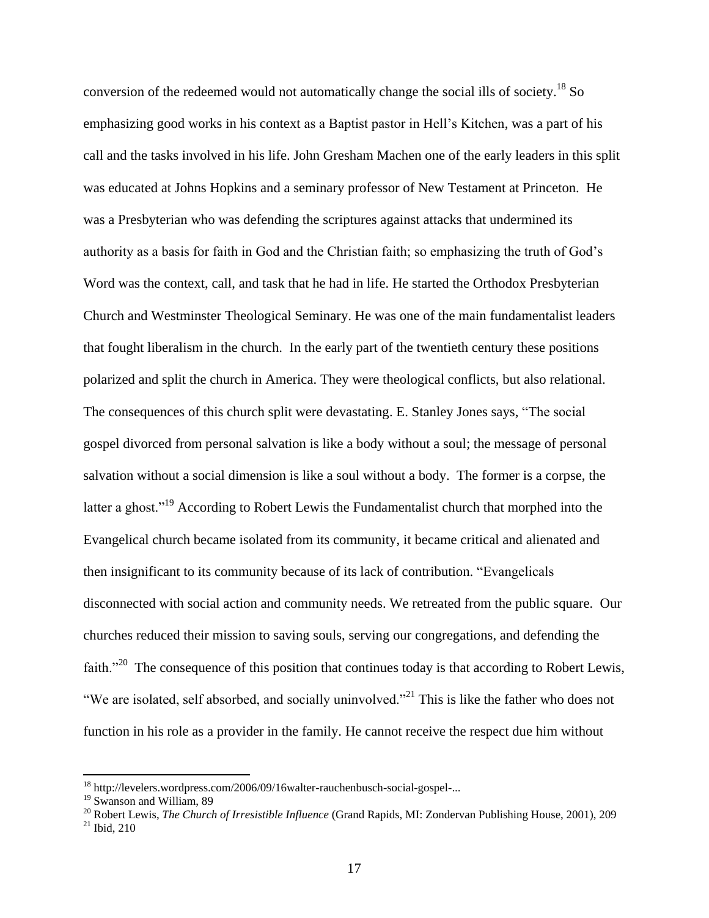conversion of the redeemed would not automatically change the social ills of society.[18] So emphasizing good works in his context as a Baptist pastor in Hell's Kitchen, was a part of his call and the tasks involved in his life. John Gresham Machen one of the early leaders in this split was educated at Johns Hopkins and a seminary professor of New Testament at Princeton. He was a Presbyterian who was defending the scriptures against attacks that undermined its authority as a basis for faith in God and the Christian faith; so emphasizing the truth of God's Word was the context, call, and task that he had in life. He started the Orthodox Presbyterian Church and Westminster Theological Seminary. He was one of the main fundamentalist leaders that fought liberalism in the church. In the early part of the twentieth century these positions polarized and split the church in America. They were theological conflicts, but also relational. The consequences of this church split were devastating. E. Stanley Jones says, "The social gospel divorced from personal salvation is like a body without a soul; the message of personal salvation without a social dimension is like a soul without a body. The former is a corpse, the latter a ghost."[19] According to Robert Lewis the Fundamentalist church that morphed into the Evangelical church became isolated from its community, it became critical and alienated and then insignificant to its community because of its lack of contribution. "Evangelicals disconnected with social action and community needs. We retreated from the public square. Our churches reduced their mission to saving souls, serving our congregations, and defending the faith."[20] The consequence of this position that continues today is that according to Robert Lewis, "We are isolated, self absorbed, and socially uninvolved."[21] This is like the father who does not function in his role as a provider in the family. He cannot receive the respect due him without

---

[18] http://levelers.wordpress.com/2006/09/16walter-rauchenbusch-social-gospel-...

[19] Swanson and William, 89

[20] Robert Lewis, *The Church of Irresistible Influence* (Grand Rapids, MI: Zondervan Publishing House, 2001), 209

[21] Ibid, 210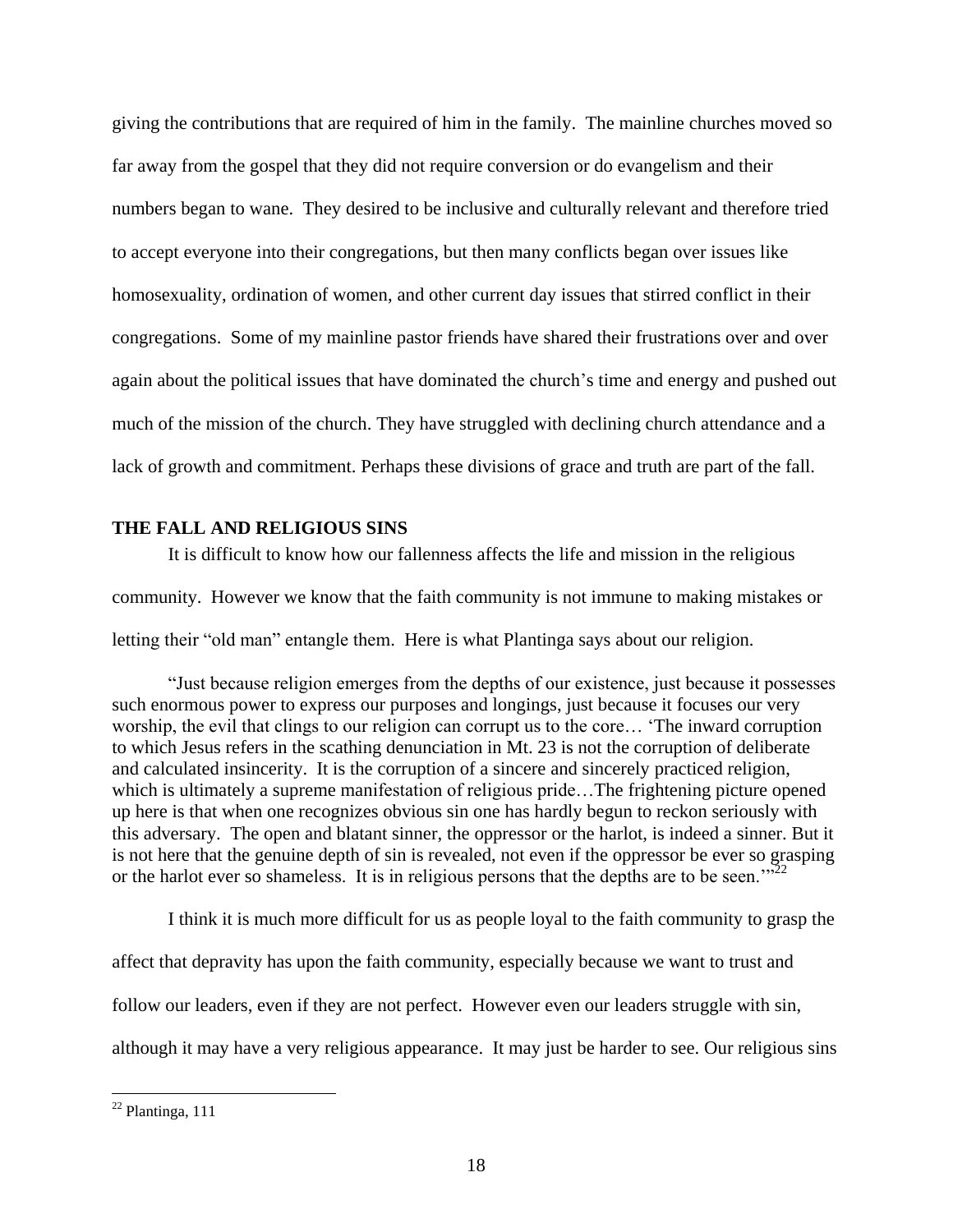giving the contributions that are required of him in the family. The mainline churches moved so far away from the gospel that they did not require conversion or do evangelism and their numbers began to wane. They desired to be inclusive and culturally relevant and therefore tried to accept everyone into their congregations, but then many conflicts began over issues like homosexuality, ordination of women, and other current day issues that stirred conflict in their congregations. Some of my mainline pastor friends have shared their frustrations over and over again about the political issues that have dominated the church's time and energy and pushed out much of the mission of the church. They have struggled with declining church attendance and a lack of growth and commitment. Perhaps these divisions of grace and truth are part of the fall.

## THE FALL AND RELIGIOUS SINS

It is difficult to know how our fallenness affects the life and mission in the religious community. However we know that the faith community is not immune to making mistakes or letting their "old man" entangle them. Here is what Plantinga says about our religion.

> "Just because religion emerges from the depths of our existence, just because it possesses such enormous power to express our purposes and longings, just because it focuses our very worship, the evil that clings to our religion can corrupt us to the core… 'The inward corruption to which Jesus refers in the scathing denunciation in Mt. 23 is not the corruption of deliberate and calculated insincerity. It is the corruption of a sincere and sincerely practiced religion, which is ultimately a supreme manifestation of religious pride…The frightening picture opened up here is that when one recognizes obvious sin one has hardly begun to reckon seriously with this adversary. The open and blatant sinner, the oppressor or the harlot, is indeed a sinner. But it is not here that the genuine depth of sin is revealed, not even if the oppressor be ever so grasping or the harlot ever so shameless. It is in religious persons that the depths are to be seen.'"[22]

I think it is much more difficult for us as people loyal to the faith community to grasp the affect that depravity has upon the faith community, especially because we want to trust and follow our leaders, even if they are not perfect. However even our leaders struggle with sin, although it may have a very religious appearance. It may just be harder to see. Our religious sins

[22] Plantinga, 111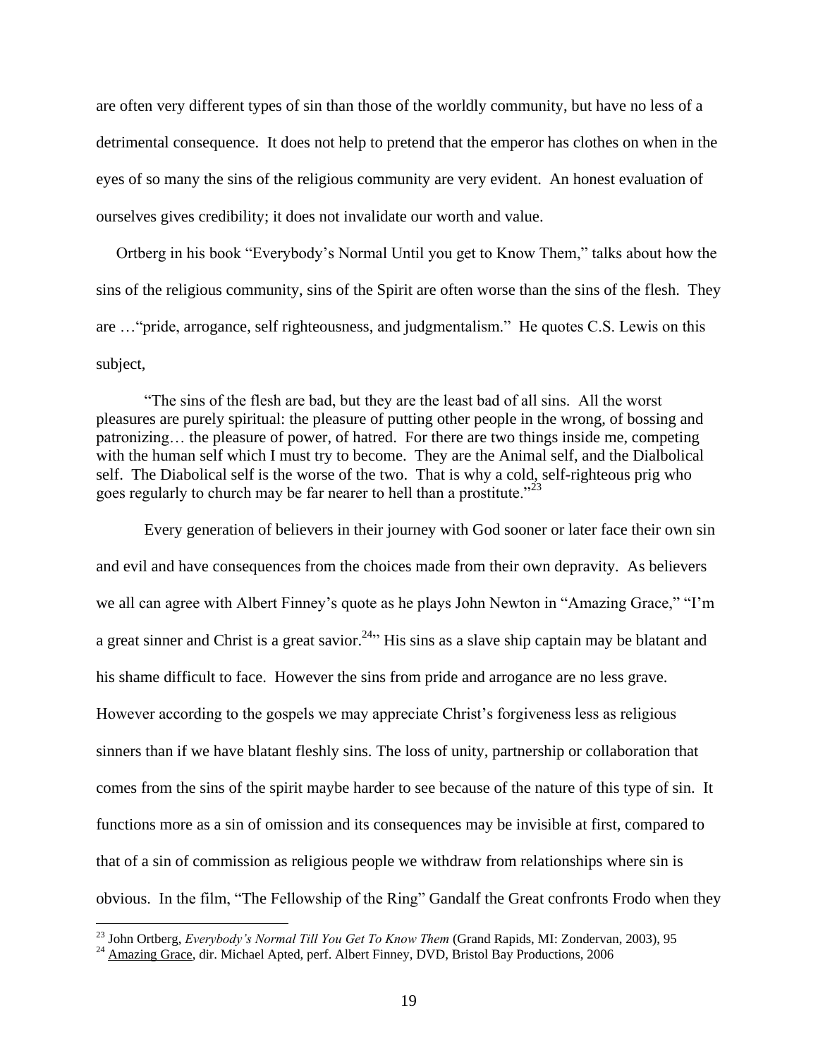are often very different types of sin than those of the worldly community, but have no less of a detrimental consequence. It does not help to pretend that the emperor has clothes on when in the eyes of so many the sins of the religious community are very evident. An honest evaluation of ourselves gives credibility; it does not invalidate our worth and value.

Ortberg in his book "Everybody's Normal Until you get to Know Them," talks about how the sins of the religious community, sins of the Spirit are often worse than the sins of the flesh. They are …"pride, arrogance, self righteousness, and judgmentalism." He quotes C.S. Lewis on this subject,

> "The sins of the flesh are bad, but they are the least bad of all sins. All the worst pleasures are purely spiritual: the pleasure of putting other people in the wrong, of bossing and patronizing… the pleasure of power, of hatred. For there are two things inside me, competing with the human self which I must try to become. They are the Animal self, and the Dialbolical self. The Diabolical self is the worse of the two. That is why a cold, self-righteous prig who goes regularly to church may be far nearer to hell than a prostitute."[23]

Every generation of believers in their journey with God sooner or later face their own sin and evil and have consequences from the choices made from their own depravity. As believers we all can agree with Albert Finney's quote as he plays John Newton in "Amazing Grace," "I'm a great sinner and Christ is a great savior.[24]" His sins as a slave ship captain may be blatant and his shame difficult to face. However the sins from pride and arrogance are no less grave. However according to the gospels we may appreciate Christ's forgiveness less as religious sinners than if we have blatant fleshly sins. The loss of unity, partnership or collaboration that comes from the sins of the spirit maybe harder to see because of the nature of this type of sin. It functions more as a sin of omission and its consequences may be invisible at first, compared to that of a sin of commission as religious people we withdraw from relationships where sin is obvious. In the film, "The Fellowship of the Ring" Gandalf the Great confronts Frodo when they

---

[23] John Ortberg, *Everybody's Normal Till You Get To Know Them* (Grand Rapids, MI: Zondervan, 2003), 95

[24] Amazing Grace, dir. Michael Apted, perf. Albert Finney, DVD, Bristol Bay Productions, 2006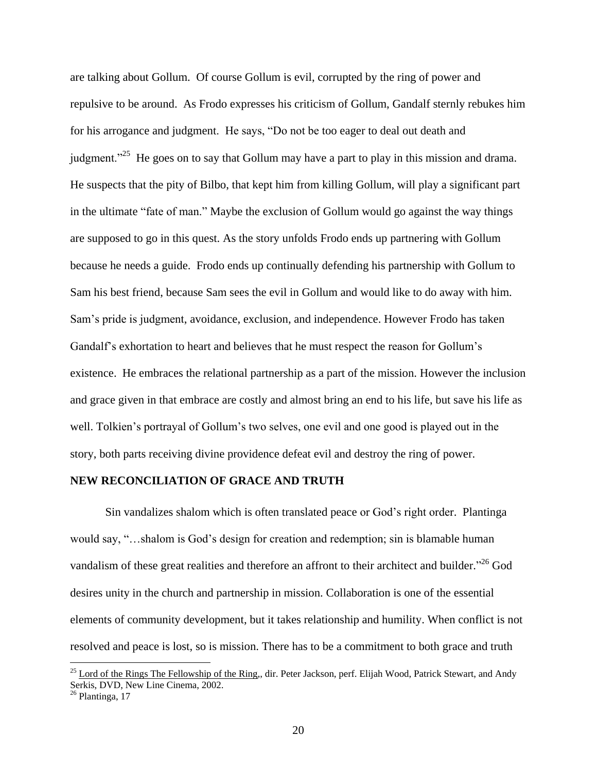are talking about Gollum. Of course Gollum is evil, corrupted by the ring of power and repulsive to be around. As Frodo expresses his criticism of Gollum, Gandalf sternly rebukes him for his arrogance and judgment. He says, "Do not be too eager to deal out death and judgment."[25] He goes on to say that Gollum may have a part to play in this mission and drama. He suspects that the pity of Bilbo, that kept him from killing Gollum, will play a significant part in the ultimate "fate of man." Maybe the exclusion of Gollum would go against the way things are supposed to go in this quest. As the story unfolds Frodo ends up partnering with Gollum because he needs a guide. Frodo ends up continually defending his partnership with Gollum to Sam his best friend, because Sam sees the evil in Gollum and would like to do away with him. Sam's pride is judgment, avoidance, exclusion, and independence. However Frodo has taken Gandalf's exhortation to heart and believes that he must respect the reason for Gollum's existence. He embraces the relational partnership as a part of the mission. However the inclusion and grace given in that embrace are costly and almost bring an end to his life, but save his life as well. Tolkien's portrayal of Gollum's two selves, one evil and one good is played out in the story, both parts receiving divine providence defeat evil and destroy the ring of power.

**NEW RECONCILIATION OF GRACE AND TRUTH**

Sin vandalizes shalom which is often translated peace or God's right order. Plantinga would say, "…shalom is God's design for creation and redemption; sin is blamable human vandalism of these great realities and therefore an affront to their architect and builder."[26] God desires unity in the church and partnership in mission. Collaboration is one of the essential elements of community development, but it takes relationship and humility. When conflict is not resolved and peace is lost, so is mission. There has to be a commitment to both grace and truth

---

[25] Lord of the Rings The Fellowship of the Ring,, dir. Peter Jackson, perf. Elijah Wood, Patrick Stewart, and Andy Serkis, DVD, New Line Cinema, 2002.

[26] Plantinga, 17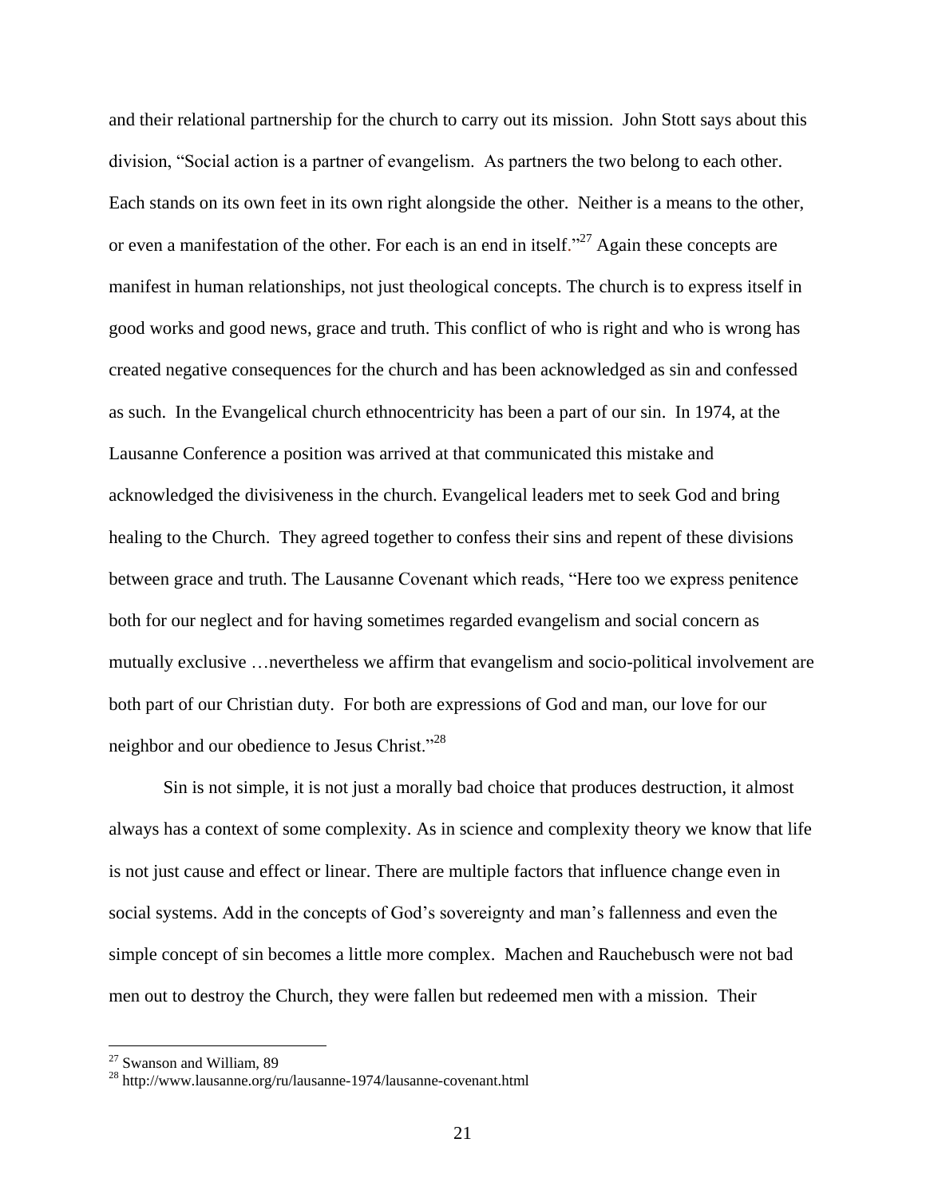and their relational partnership for the church to carry out its mission. John Stott says about this division, "Social action is a partner of evangelism. As partners the two belong to each other. Each stands on its own feet in its own right alongside the other. Neither is a means to the other, or even a manifestation of the other. For each is an end in itself."[27] Again these concepts are manifest in human relationships, not just theological concepts. The church is to express itself in good works and good news, grace and truth. This conflict of who is right and who is wrong has created negative consequences for the church and has been acknowledged as sin and confessed as such. In the Evangelical church ethnocentricity has been a part of our sin. In 1974, at the Lausanne Conference a position was arrived at that communicated this mistake and acknowledged the divisiveness in the church. Evangelical leaders met to seek God and bring healing to the Church. They agreed together to confess their sins and repent of these divisions between grace and truth. The Lausanne Covenant which reads, "Here too we express penitence both for our neglect and for having sometimes regarded evangelism and social concern as mutually exclusive …nevertheless we affirm that evangelism and socio-political involvement are both part of our Christian duty. For both are expressions of God and man, our love for our neighbor and our obedience to Jesus Christ."[28]

Sin is not simple, it is not just a morally bad choice that produces destruction, it almost always has a context of some complexity. As in science and complexity theory we know that life is not just cause and effect or linear. There are multiple factors that influence change even in social systems. Add in the concepts of God's sovereignty and man's fallenness and even the simple concept of sin becomes a little more complex. Machen and Rauchebusch were not bad men out to destroy the Church, they were fallen but redeemed men with a mission. Their

---

[27] Swanson and William, 89

[28] http://www.lausanne.org/ru/lausanne-1974/lausanne-covenant.html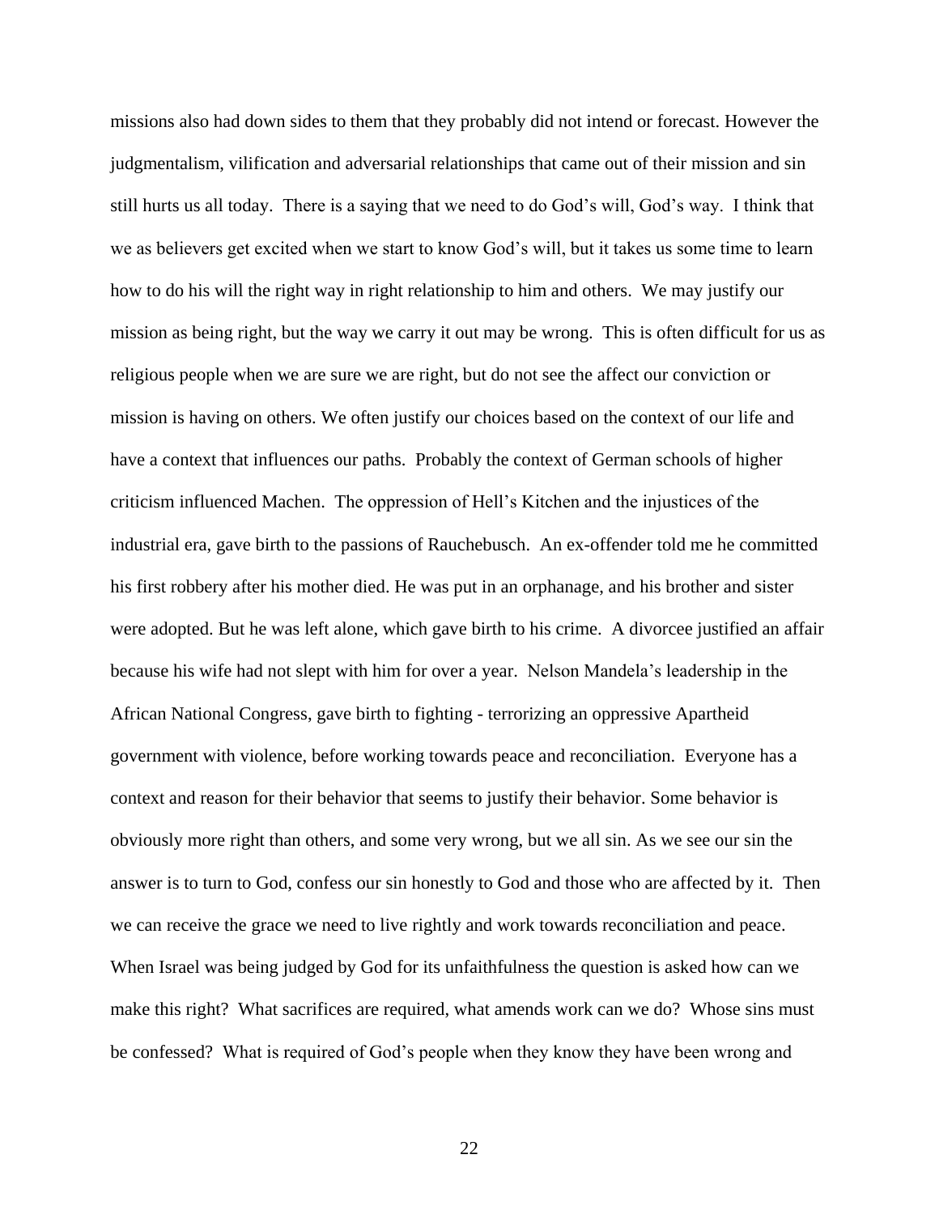missions also had down sides to them that they probably did not intend or forecast. However the judgmentalism, vilification and adversarial relationships that came out of their mission and sin still hurts us all today. There is a saying that we need to do God's will, God's way. I think that we as believers get excited when we start to know God's will, but it takes us some time to learn how to do his will the right way in right relationship to him and others. We may justify our mission as being right, but the way we carry it out may be wrong. This is often difficult for us as religious people when we are sure we are right, but do not see the affect our conviction or mission is having on others. We often justify our choices based on the context of our life and have a context that influences our paths. Probably the context of German schools of higher criticism influenced Machen. The oppression of Hell's Kitchen and the injustices of the industrial era, gave birth to the passions of Rauchebusch. An ex-offender told me he committed his first robbery after his mother died. He was put in an orphanage, and his brother and sister were adopted. But he was left alone, which gave birth to his crime. A divorcee justified an affair because his wife had not slept with him for over a year. Nelson Mandela's leadership in the African National Congress, gave birth to fighting - terrorizing an oppressive Apartheid government with violence, before working towards peace and reconciliation. Everyone has a context and reason for their behavior that seems to justify their behavior. Some behavior is obviously more right than others, and some very wrong, but we all sin. As we see our sin the answer is to turn to God, confess our sin honestly to God and those who are affected by it. Then we can receive the grace we need to live rightly and work towards reconciliation and peace. When Israel was being judged by God for its unfaithfulness the question is asked how can we make this right? What sacrifices are required, what amends work can we do? Whose sins must be confessed? What is required of God's people when they know they have been wrong and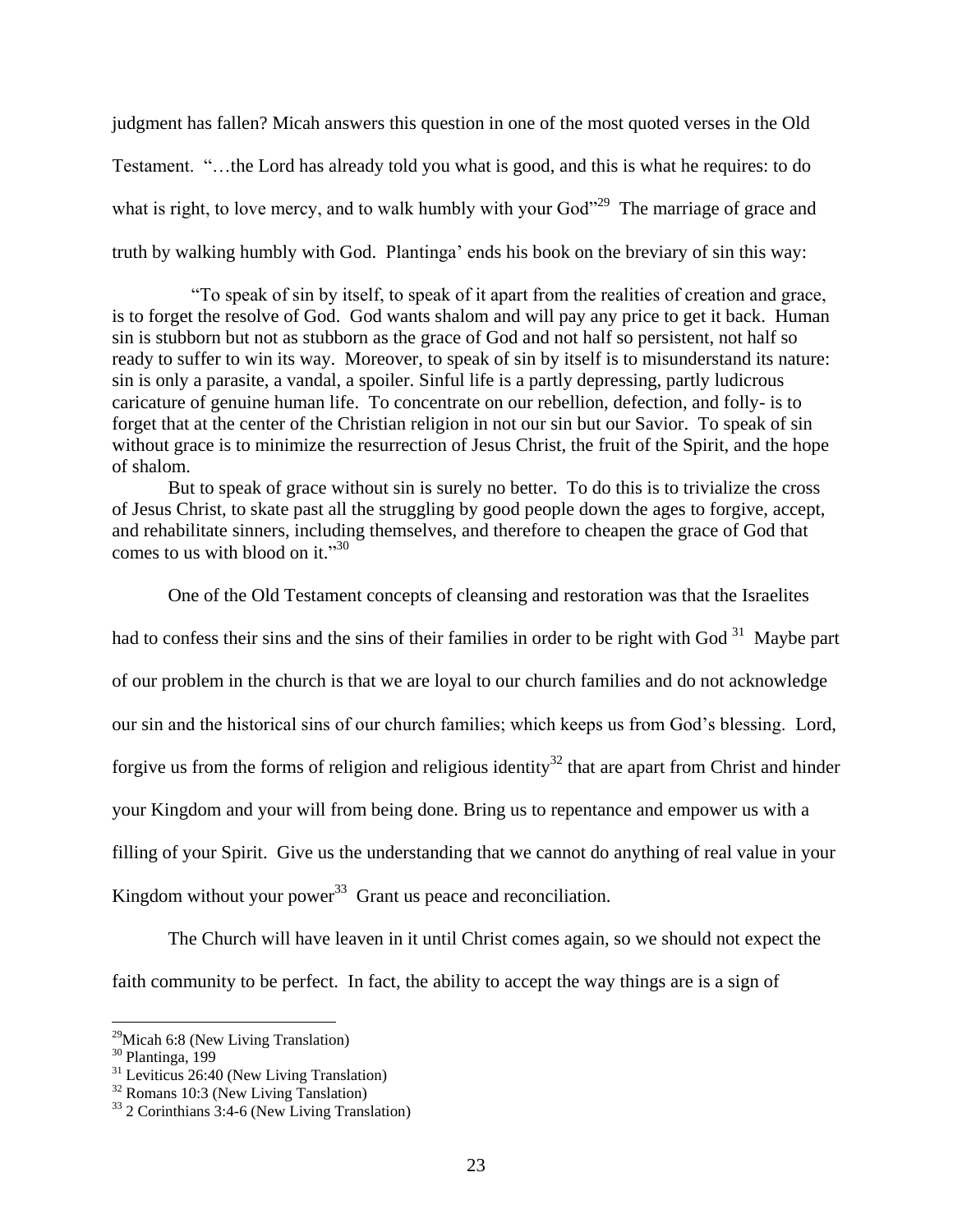judgment has fallen? Micah answers this question in one of the most quoted verses in the Old Testament. "…the Lord has already told you what is good, and this is what he requires: to do what is right, to love mercy, and to walk humbly with your God"[29] The marriage of grace and truth by walking humbly with God. Plantinga' ends his book on the breviary of sin this way:

> "To speak of sin by itself, to speak of it apart from the realities of creation and grace, is to forget the resolve of God. God wants shalom and will pay any price to get it back. Human sin is stubborn but not as stubborn as the grace of God and not half so persistent, not half so ready to suffer to win its way. Moreover, to speak of sin by itself is to misunderstand its nature: sin is only a parasite, a vandal, a spoiler. Sinful life is a partly depressing, partly ludicrous caricature of genuine human life. To concentrate on our rebellion, defection, and folly- is to forget that at the center of the Christian religion in not our sin but our Savior. To speak of sin without grace is to minimize the resurrection of Jesus Christ, the fruit of the Spirit, and the hope of shalom.
>
> But to speak of grace without sin is surely no better. To do this is to trivialize the cross of Jesus Christ, to skate past all the struggling by good people down the ages to forgive, accept, and rehabilitate sinners, including themselves, and therefore to cheapen the grace of God that comes to us with blood on it."[30]

One of the Old Testament concepts of cleansing and restoration was that the Israelites had to confess their sins and the sins of their families in order to be right with God [31] Maybe part of our problem in the church is that we are loyal to our church families and do not acknowledge our sin and the historical sins of our church families; which keeps us from God's blessing. Lord, forgive us from the forms of religion and religious identity[32] that are apart from Christ and hinder your Kingdom and your will from being done. Bring us to repentance and empower us with a filling of your Spirit. Give us the understanding that we cannot do anything of real value in your Kingdom without your power[33] Grant us peace and reconciliation.

The Church will have leaven in it until Christ comes again, so we should not expect the faith community to be perfect. In fact, the ability to accept the way things are is a sign of

---

[29] Micah 6:8 (New Living Translation)
[30] Plantinga, 199
[31] Leviticus 26:40 (New Living Translation)
[32] Romans 10:3 (New Living Tanslation)
[33] 2 Corinthians 3:4-6 (New Living Translation)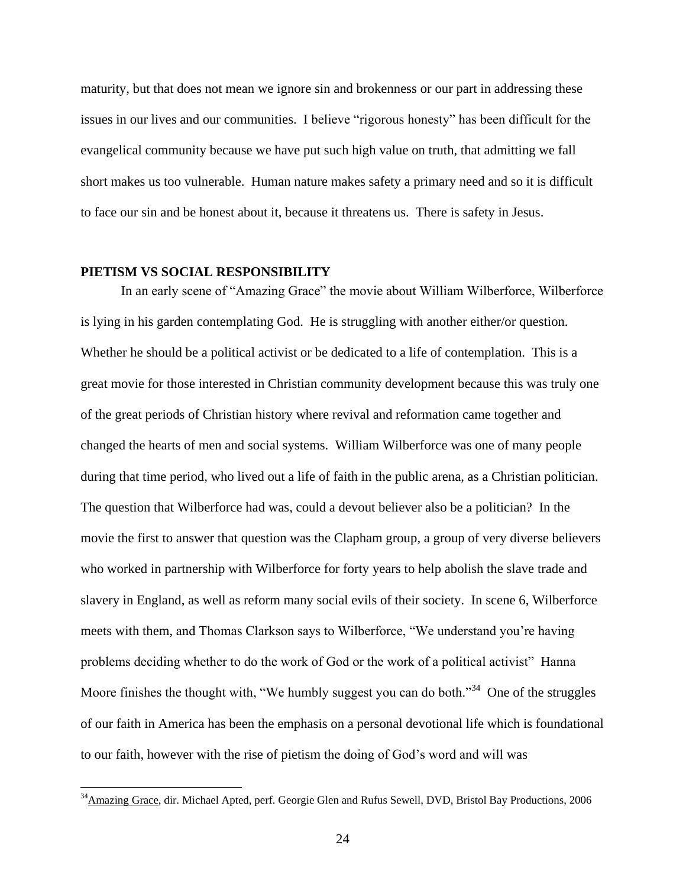maturity, but that does not mean we ignore sin and brokenness or our part in addressing these issues in our lives and our communities. I believe "rigorous honesty" has been difficult for the evangelical community because we have put such high value on truth, that admitting we fall short makes us too vulnerable. Human nature makes safety a primary need and so it is difficult to face our sin and be honest about it, because it threatens us. There is safety in Jesus.

**PIETISM VS SOCIAL RESPONSIBILITY**

In an early scene of "Amazing Grace" the movie about William Wilberforce, Wilberforce is lying in his garden contemplating God. He is struggling with another either/or question. Whether he should be a political activist or be dedicated to a life of contemplation. This is a great movie for those interested in Christian community development because this was truly one of the great periods of Christian history where revival and reformation came together and changed the hearts of men and social systems. William Wilberforce was one of many people during that time period, who lived out a life of faith in the public arena, as a Christian politician. The question that Wilberforce had was, could a devout believer also be a politician? In the movie the first to answer that question was the Clapham group, a group of very diverse believers who worked in partnership with Wilberforce for forty years to help abolish the slave trade and slavery in England, as well as reform many social evils of their society. In scene 6, Wilberforce meets with them, and Thomas Clarkson says to Wilberforce, "We understand you're having problems deciding whether to do the work of God or the work of a political activist" Hanna Moore finishes the thought with, "We humbly suggest you can do both."[34] One of the struggles of our faith in America has been the emphasis on a personal devotional life which is foundational to our faith, however with the rise of pietism the doing of God's word and will was

---

[34] Amazing Grace, dir. Michael Apted, perf. Georgie Glen and Rufus Sewell, DVD, Bristol Bay Productions, 2006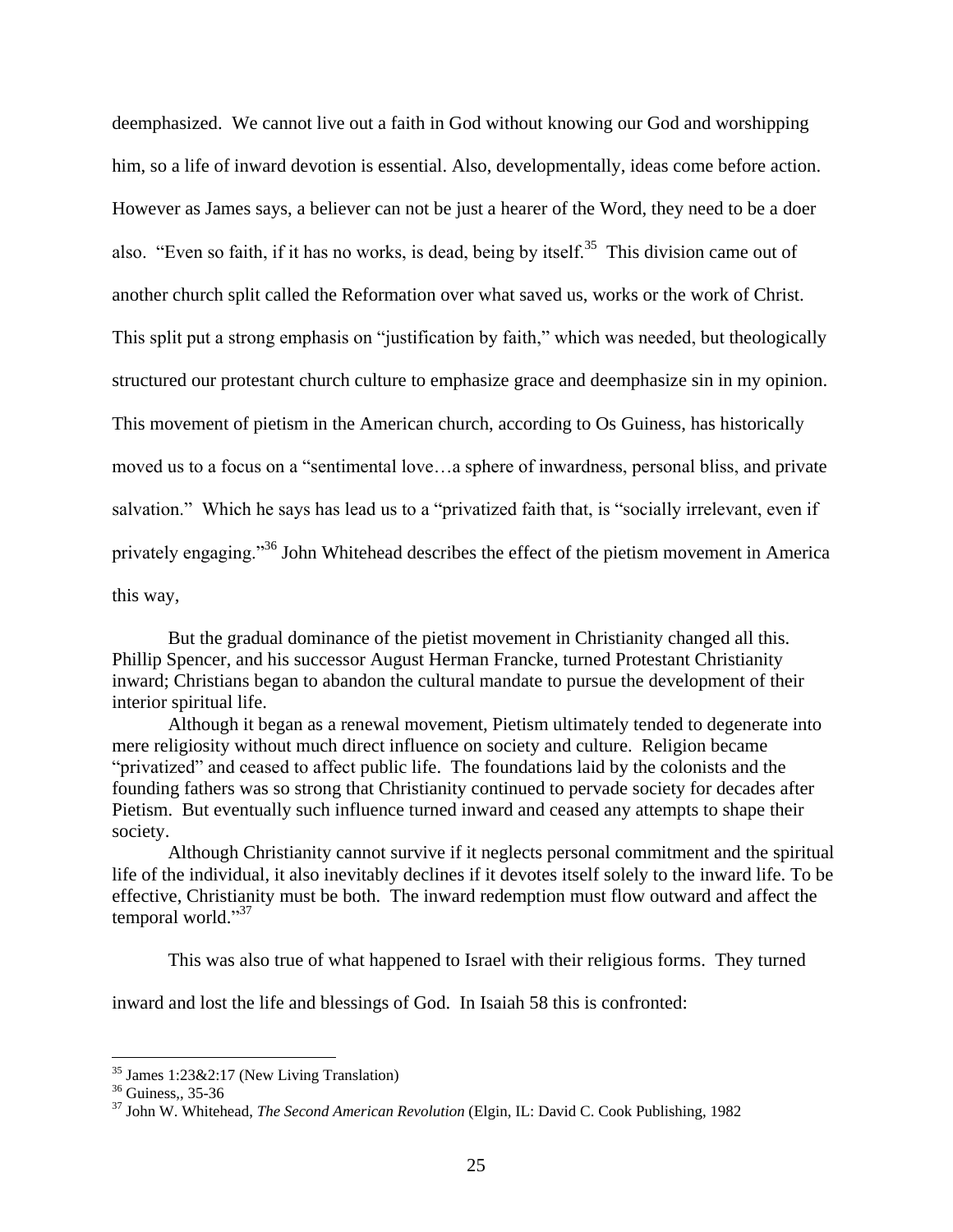deemphasized. We cannot live out a faith in God without knowing our God and worshipping him, so a life of inward devotion is essential. Also, developmentally, ideas come before action. However as James says, a believer can not be just a hearer of the Word, they need to be a doer also. "Even so faith, if it has no works, is dead, being by itself.[35] This division came out of another church split called the Reformation over what saved us, works or the work of Christ. This split put a strong emphasis on "justification by faith," which was needed, but theologically structured our protestant church culture to emphasize grace and deemphasize sin in my opinion. This movement of pietism in the American church, according to Os Guiness, has historically moved us to a focus on a "sentimental love…a sphere of inwardness, personal bliss, and private salvation." Which he says has lead us to a "privatized faith that, is "socially irrelevant, even if privately engaging."[36] John Whitehead describes the effect of the pietism movement in America this way,

> But the gradual dominance of the pietist movement in Christianity changed all this. Phillip Spencer, and his successor August Herman Francke, turned Protestant Christianity inward; Christians began to abandon the cultural mandate to pursue the development of their interior spiritual life.
>
> Although it began as a renewal movement, Pietism ultimately tended to degenerate into mere religiosity without much direct influence on society and culture. Religion became "privatized" and ceased to affect public life. The foundations laid by the colonists and the founding fathers was so strong that Christianity continued to pervade society for decades after Pietism. But eventually such influence turned inward and ceased any attempts to shape their society.
>
> Although Christianity cannot survive if it neglects personal commitment and the spiritual life of the individual, it also inevitably declines if it devotes itself solely to the inward life. To be effective, Christianity must be both. The inward redemption must flow outward and affect the temporal world."[37]

This was also true of what happened to Israel with their religious forms. They turned inward and lost the life and blessings of God. In Isaiah 58 this is confronted:

---

[35] James 1:23&2:17 (New Living Translation)

[36] Guiness,, 35-36

[37] John W. Whitehead, *The Second American Revolution* (Elgin, IL: David C. Cook Publishing, 1982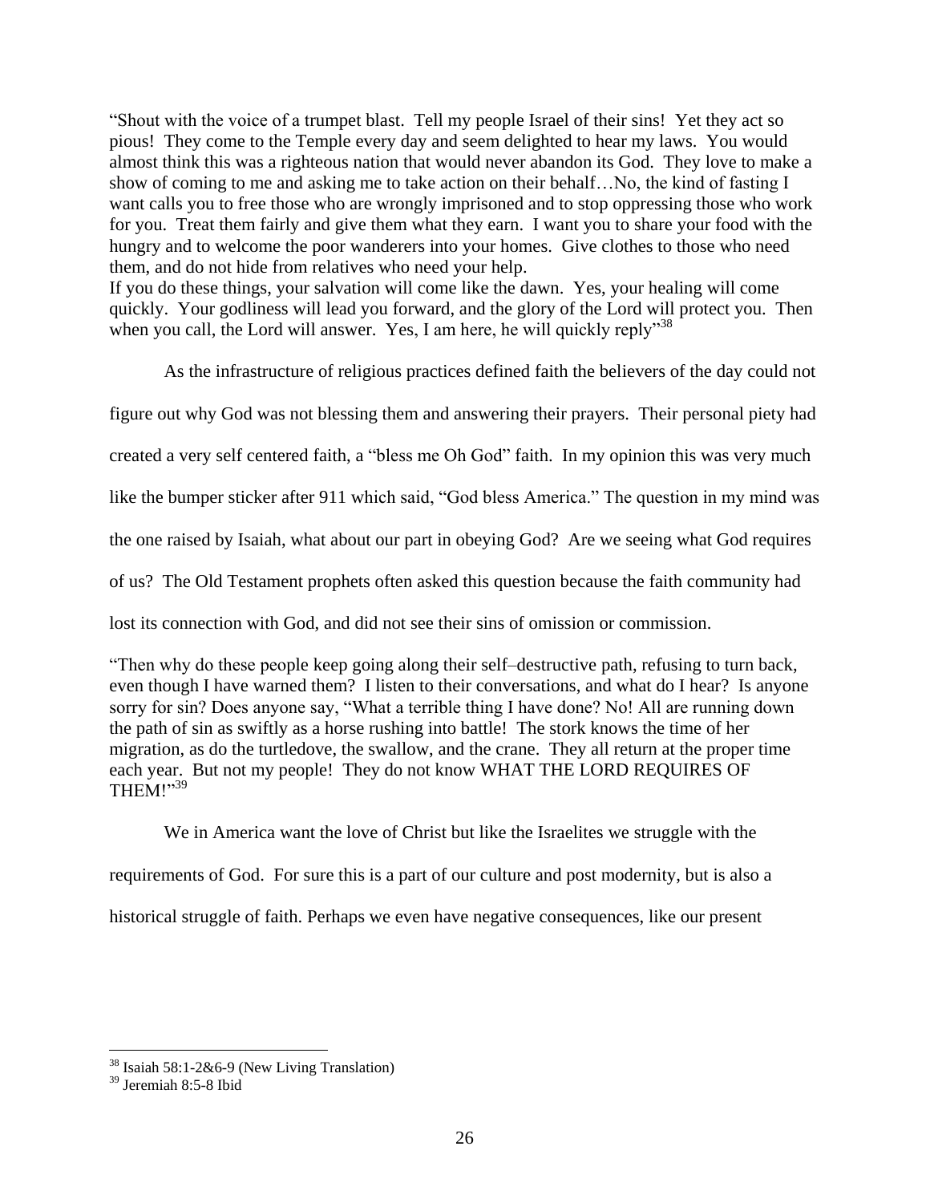"Shout with the voice of a trumpet blast. Tell my people Israel of their sins! Yet they act so pious! They come to the Temple every day and seem delighted to hear my laws. You would almost think this was a righteous nation that would never abandon its God. They love to make a show of coming to me and asking me to take action on their behalf…No, the kind of fasting I want calls you to free those who are wrongly imprisoned and to stop oppressing those who work for you. Treat them fairly and give them what they earn. I want you to share your food with the hungry and to welcome the poor wanderers into your homes. Give clothes to those who need them, and do not hide from relatives who need your help.
If you do these things, your salvation will come like the dawn. Yes, your healing will come quickly. Your godliness will lead you forward, and the glory of the Lord will protect you. Then when you call, the Lord will answer. Yes, I am here, he will quickly reply"[38]

As the infrastructure of religious practices defined faith the believers of the day could not figure out why God was not blessing them and answering their prayers. Their personal piety had created a very self centered faith, a "bless me Oh God" faith. In my opinion this was very much like the bumper sticker after 911 which said, "God bless America." The question in my mind was the one raised by Isaiah, what about our part in obeying God? Are we seeing what God requires of us? The Old Testament prophets often asked this question because the faith community had lost its connection with God, and did not see their sins of omission or commission.

"Then why do these people keep going along their self–destructive path, refusing to turn back, even though I have warned them? I listen to their conversations, and what do I hear? Is anyone sorry for sin? Does anyone say, "What a terrible thing I have done? No! All are running down the path of sin as swiftly as a horse rushing into battle! The stork knows the time of her migration, as do the turtledove, the swallow, and the crane. They all return at the proper time each year. But not my people! They do not know WHAT THE LORD REQUIRES OF THEM!"[39]

We in America want the love of Christ but like the Israelites we struggle with the requirements of God. For sure this is a part of our culture and post modernity, but is also a historical struggle of faith. Perhaps we even have negative consequences, like our present

---

[38] Isaiah 58:1-2&6-9 (New Living Translation)
[39] Jeremiah 8:5-8 Ibid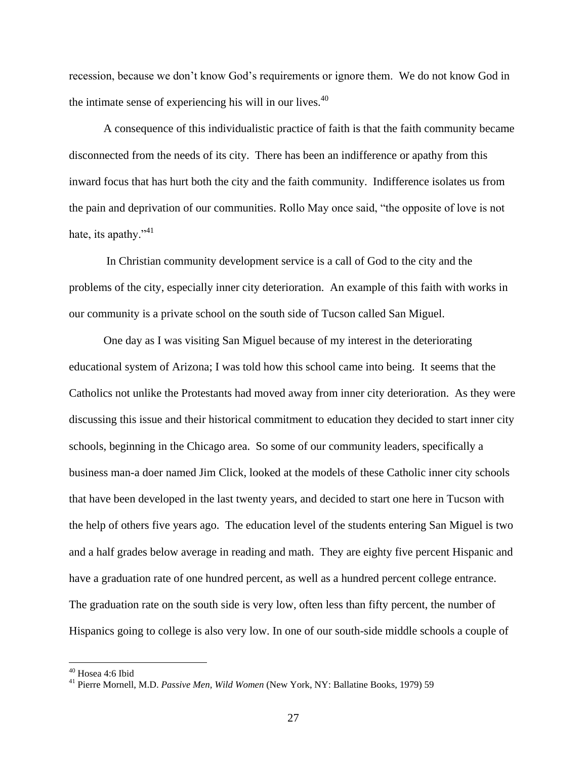recession, because we don't know God's requirements or ignore them. We do not know God in the intimate sense of experiencing his will in our lives.[40]

A consequence of this individualistic practice of faith is that the faith community became disconnected from the needs of its city. There has been an indifference or apathy from this inward focus that has hurt both the city and the faith community. Indifference isolates us from the pain and deprivation of our communities. Rollo May once said, "the opposite of love is not hate, its apathy."[41]

In Christian community development service is a call of God to the city and the problems of the city, especially inner city deterioration. An example of this faith with works in our community is a private school on the south side of Tucson called San Miguel.

One day as I was visiting San Miguel because of my interest in the deteriorating educational system of Arizona; I was told how this school came into being. It seems that the Catholics not unlike the Protestants had moved away from inner city deterioration. As they were discussing this issue and their historical commitment to education they decided to start inner city schools, beginning in the Chicago area. So some of our community leaders, specifically a business man-a doer named Jim Click, looked at the models of these Catholic inner city schools that have been developed in the last twenty years, and decided to start one here in Tucson with the help of others five years ago. The education level of the students entering San Miguel is two and a half grades below average in reading and math. They are eighty five percent Hispanic and have a graduation rate of one hundred percent, as well as a hundred percent college entrance. The graduation rate on the south side is very low, often less than fifty percent, the number of Hispanics going to college is also very low. In one of our south-side middle schools a couple of

---

[40] Hosea 4:6 Ibid

[41] Pierre Mornell, M.D. *Passive Men, Wild Women* (New York, NY: Ballatine Books, 1979) 59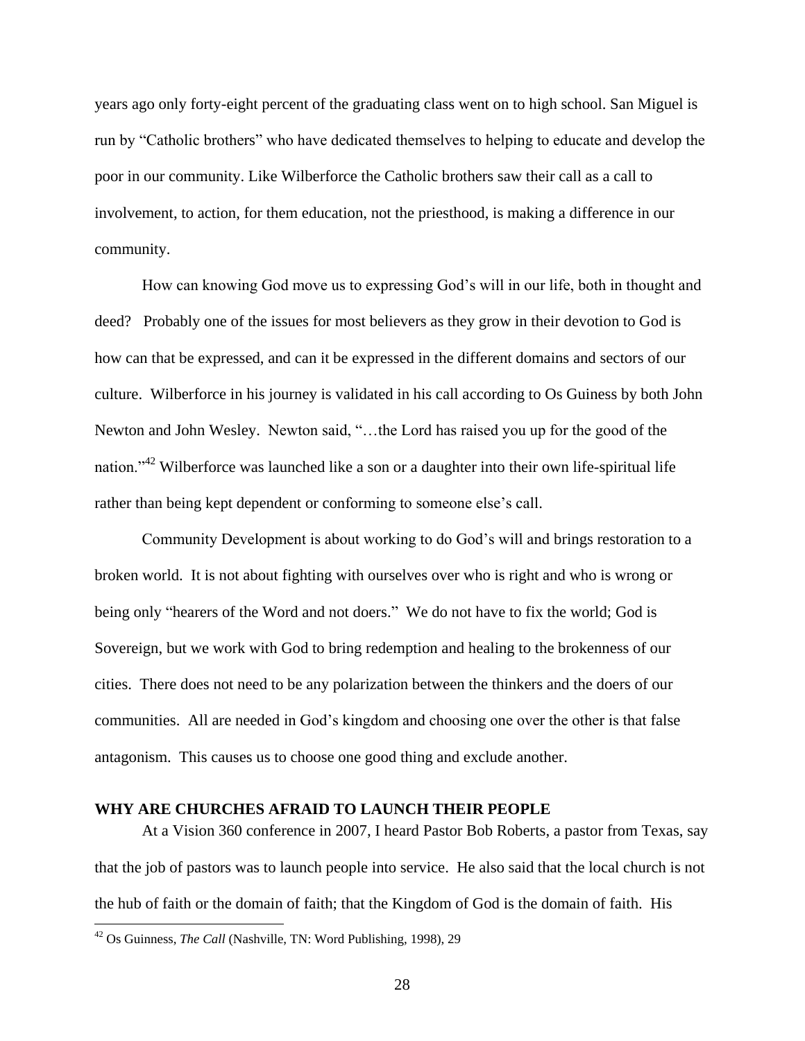years ago only forty-eight percent of the graduating class went on to high school. San Miguel is run by "Catholic brothers" who have dedicated themselves to helping to educate and develop the poor in our community. Like Wilberforce the Catholic brothers saw their call as a call to involvement, to action, for them education, not the priesthood, is making a difference in our community.

How can knowing God move us to expressing God's will in our life, both in thought and deed? Probably one of the issues for most believers as they grow in their devotion to God is how can that be expressed, and can it be expressed in the different domains and sectors of our culture. Wilberforce in his journey is validated in his call according to Os Guiness by both John Newton and John Wesley. Newton said, "…the Lord has raised you up for the good of the nation."[42] Wilberforce was launched like a son or a daughter into their own life-spiritual life rather than being kept dependent or conforming to someone else's call.

Community Development is about working to do God's will and brings restoration to a broken world. It is not about fighting with ourselves over who is right and who is wrong or being only "hearers of the Word and not doers." We do not have to fix the world; God is Sovereign, but we work with God to bring redemption and healing to the brokenness of our cities. There does not need to be any polarization between the thinkers and the doers of our communities. All are needed in God's kingdom and choosing one over the other is that false antagonism. This causes us to choose one good thing and exclude another.

## WHY ARE CHURCHES AFRAID TO LAUNCH THEIR PEOPLE

At a Vision 360 conference in 2007, I heard Pastor Bob Roberts, a pastor from Texas, say that the job of pastors was to launch people into service. He also said that the local church is not the hub of faith or the domain of faith; that the Kingdom of God is the domain of faith. His

---

[42] Os Guinness, *The Call* (Nashville, TN: Word Publishing, 1998), 29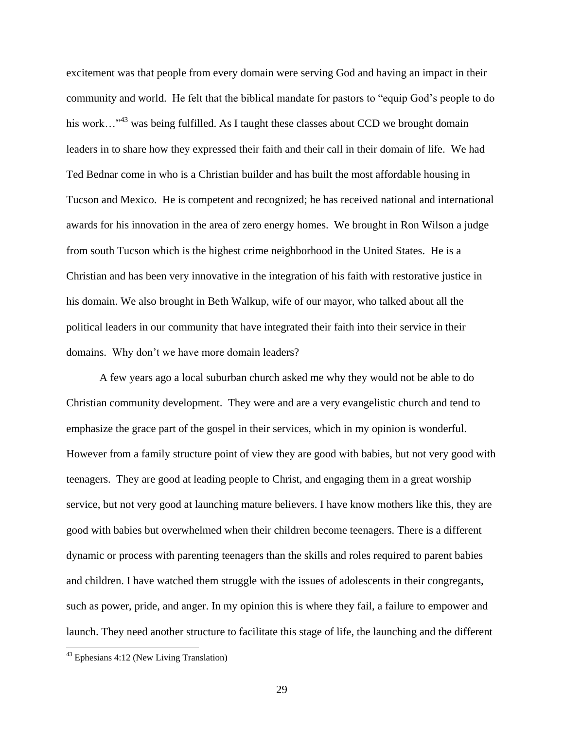excitement was that people from every domain were serving God and having an impact in their community and world. He felt that the biblical mandate for pastors to "equip God's people to do his work…"[43] was being fulfilled. As I taught these classes about CCD we brought domain leaders in to share how they expressed their faith and their call in their domain of life. We had Ted Bednar come in who is a Christian builder and has built the most affordable housing in Tucson and Mexico. He is competent and recognized; he has received national and international awards for his innovation in the area of zero energy homes. We brought in Ron Wilson a judge from south Tucson which is the highest crime neighborhood in the United States. He is a Christian and has been very innovative in the integration of his faith with restorative justice in his domain. We also brought in Beth Walkup, wife of our mayor, who talked about all the political leaders in our community that have integrated their faith into their service in their domains. Why don't we have more domain leaders?

A few years ago a local suburban church asked me why they would not be able to do Christian community development. They were and are a very evangelistic church and tend to emphasize the grace part of the gospel in their services, which in my opinion is wonderful. However from a family structure point of view they are good with babies, but not very good with teenagers. They are good at leading people to Christ, and engaging them in a great worship service, but not very good at launching mature believers. I have know mothers like this, they are good with babies but overwhelmed when their children become teenagers. There is a different dynamic or process with parenting teenagers than the skills and roles required to parent babies and children. I have watched them struggle with the issues of adolescents in their congregants, such as power, pride, and anger. In my opinion this is where they fail, a failure to empower and launch. They need another structure to facilitate this stage of life, the launching and the different

[43] Ephesians 4:12 (New Living Translation)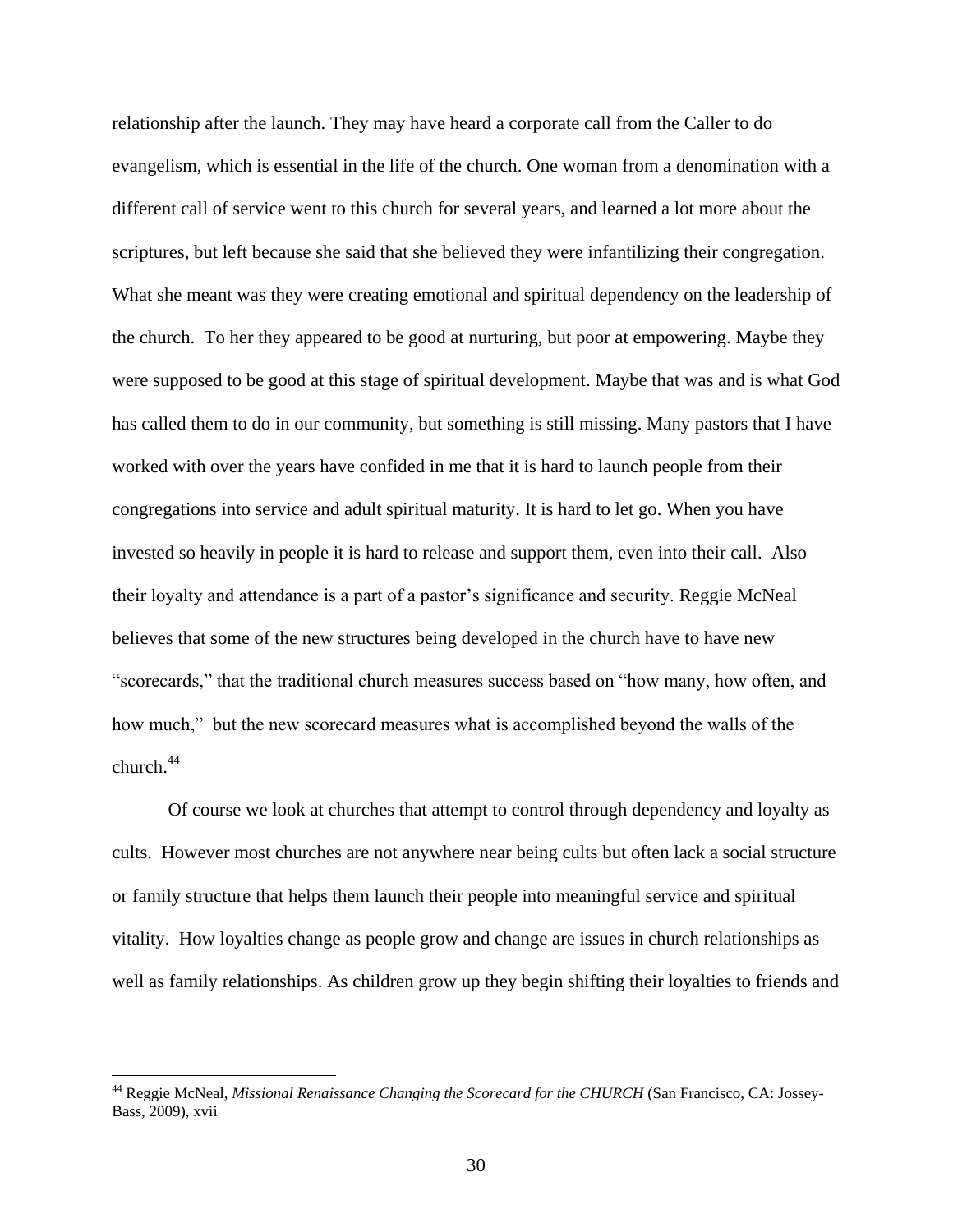relationship after the launch. They may have heard a corporate call from the Caller to do evangelism, which is essential in the life of the church. One woman from a denomination with a different call of service went to this church for several years, and learned a lot more about the scriptures, but left because she said that she believed they were infantilizing their congregation. What she meant was they were creating emotional and spiritual dependency on the leadership of the church. To her they appeared to be good at nurturing, but poor at empowering. Maybe they were supposed to be good at this stage of spiritual development. Maybe that was and is what God has called them to do in our community, but something is still missing. Many pastors that I have worked with over the years have confided in me that it is hard to launch people from their congregations into service and adult spiritual maturity. It is hard to let go. When you have invested so heavily in people it is hard to release and support them, even into their call. Also their loyalty and attendance is a part of a pastor's significance and security. Reggie McNeal believes that some of the new structures being developed in the church have to have new "scorecards," that the traditional church measures success based on "how many, how often, and how much," but the new scorecard measures what is accomplished beyond the walls of the church.[44]

Of course we look at churches that attempt to control through dependency and loyalty as cults. However most churches are not anywhere near being cults but often lack a social structure or family structure that helps them launch their people into meaningful service and spiritual vitality. How loyalties change as people grow and change are issues in church relationships as well as family relationships. As children grow up they begin shifting their loyalties to friends and

---

[44] Reggie McNeal, *Missional Renaissance Changing the Scorecard for the CHURCH* (San Francisco, CA: Jossey-Bass, 2009), xvii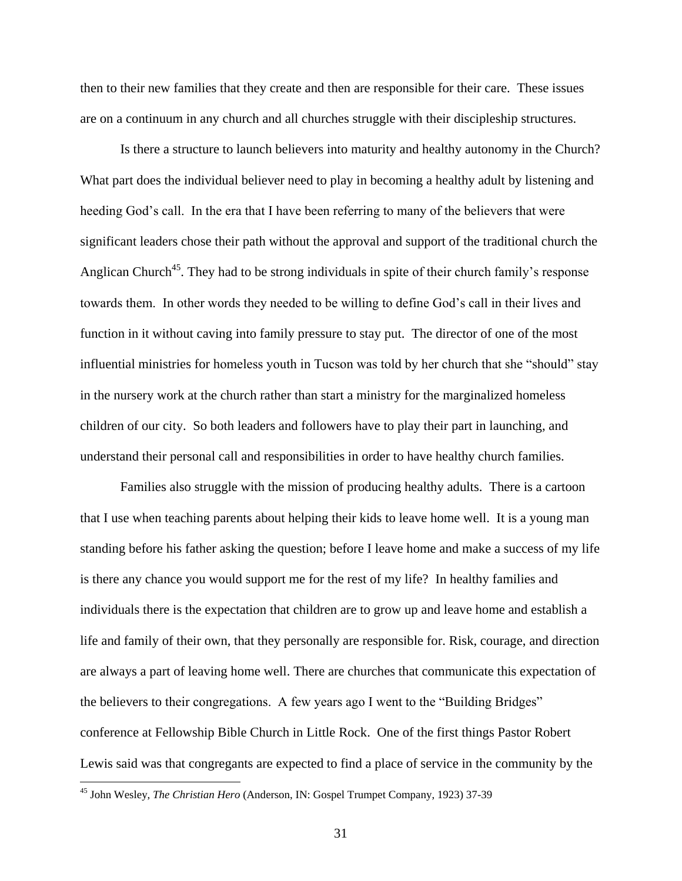then to their new families that they create and then are responsible for their care. These issues are on a continuum in any church and all churches struggle with their discipleship structures.

Is there a structure to launch believers into maturity and healthy autonomy in the Church? What part does the individual believer need to play in becoming a healthy adult by listening and heeding God's call. In the era that I have been referring to many of the believers that were significant leaders chose their path without the approval and support of the traditional church the Anglican Church[45]. They had to be strong individuals in spite of their church family's response towards them. In other words they needed to be willing to define God's call in their lives and function in it without caving into family pressure to stay put. The director of one of the most influential ministries for homeless youth in Tucson was told by her church that she "should" stay in the nursery work at the church rather than start a ministry for the marginalized homeless children of our city. So both leaders and followers have to play their part in launching, and understand their personal call and responsibilities in order to have healthy church families.

Families also struggle with the mission of producing healthy adults. There is a cartoon that I use when teaching parents about helping their kids to leave home well. It is a young man standing before his father asking the question; before I leave home and make a success of my life is there any chance you would support me for the rest of my life? In healthy families and individuals there is the expectation that children are to grow up and leave home and establish a life and family of their own, that they personally are responsible for. Risk, courage, and direction are always a part of leaving home well. There are churches that communicate this expectation of the believers to their congregations. A few years ago I went to the "Building Bridges" conference at Fellowship Bible Church in Little Rock. One of the first things Pastor Robert Lewis said was that congregants are expected to find a place of service in the community by the

---

[45] John Wesley, *The Christian Hero* (Anderson, IN: Gospel Trumpet Company, 1923) 37-39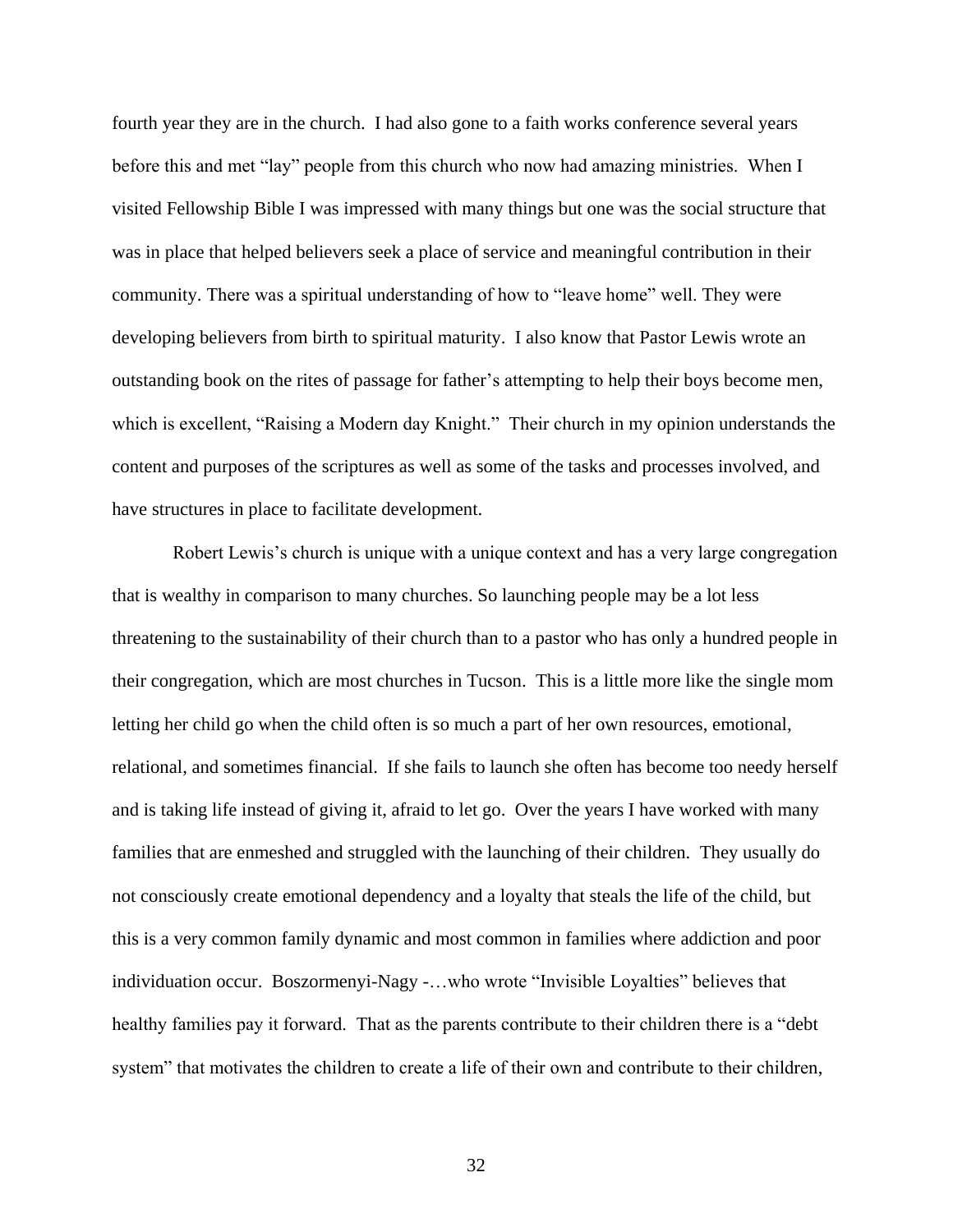fourth year they are in the church. I had also gone to a faith works conference several years before this and met "lay" people from this church who now had amazing ministries. When I visited Fellowship Bible I was impressed with many things but one was the social structure that was in place that helped believers seek a place of service and meaningful contribution in their community. There was a spiritual understanding of how to "leave home" well. They were developing believers from birth to spiritual maturity. I also know that Pastor Lewis wrote an outstanding book on the rites of passage for father's attempting to help their boys become men, which is excellent, "Raising a Modern day Knight." Their church in my opinion understands the content and purposes of the scriptures as well as some of the tasks and processes involved, and have structures in place to facilitate development.

Robert Lewis's church is unique with a unique context and has a very large congregation that is wealthy in comparison to many churches. So launching people may be a lot less threatening to the sustainability of their church than to a pastor who has only a hundred people in their congregation, which are most churches in Tucson. This is a little more like the single mom letting her child go when the child often is so much a part of her own resources, emotional, relational, and sometimes financial. If she fails to launch she often has become too needy herself and is taking life instead of giving it, afraid to let go. Over the years I have worked with many families that are enmeshed and struggled with the launching of their children. They usually do not consciously create emotional dependency and a loyalty that steals the life of the child, but this is a very common family dynamic and most common in families where addiction and poor individuation occur. Boszormenyi-Nagy -…who wrote "Invisible Loyalties" believes that healthy families pay it forward. That as the parents contribute to their children there is a "debt system" that motivates the children to create a life of their own and contribute to their children,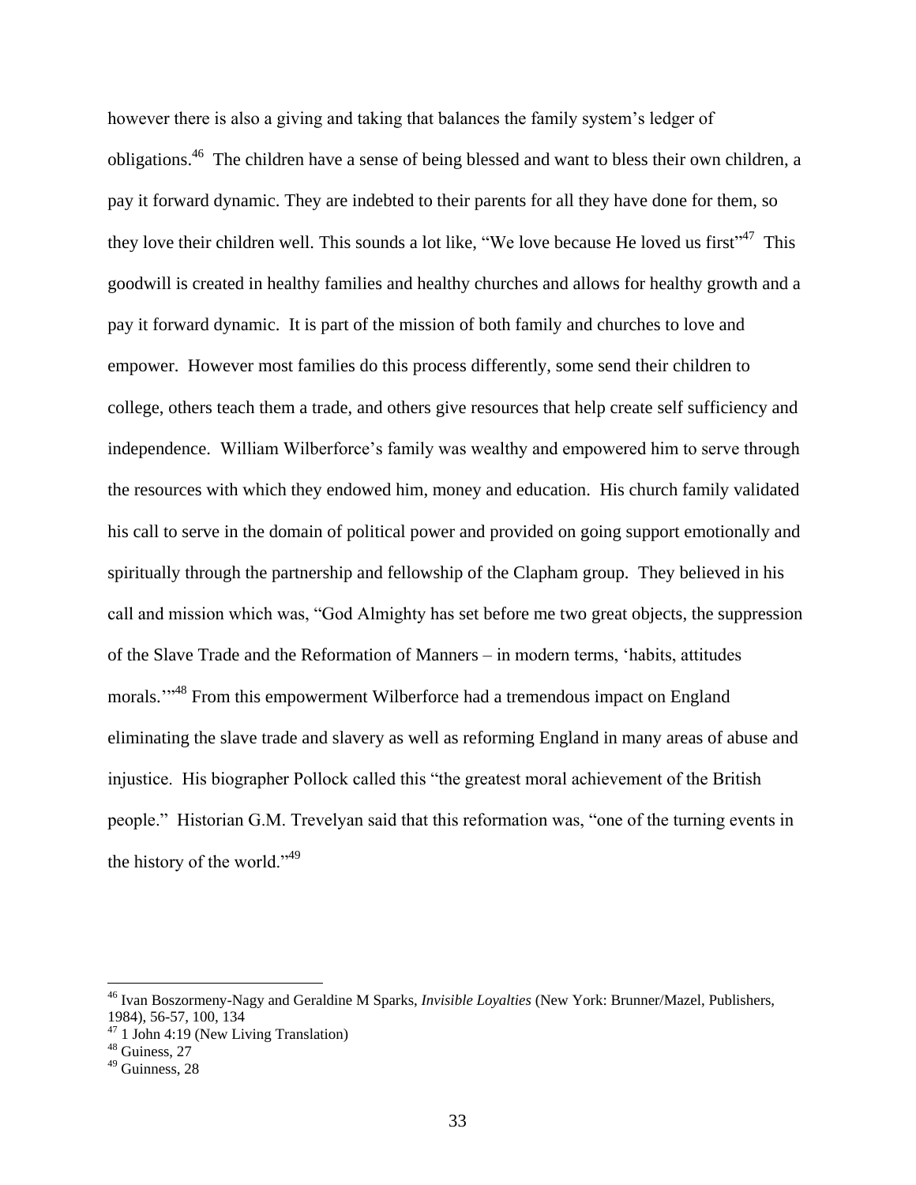however there is also a giving and taking that balances the family system's ledger of obligations.[46] The children have a sense of being blessed and want to bless their own children, a pay it forward dynamic. They are indebted to their parents for all they have done for them, so they love their children well. This sounds a lot like, "We love because He loved us first"[47] This goodwill is created in healthy families and healthy churches and allows for healthy growth and a pay it forward dynamic. It is part of the mission of both family and churches to love and empower. However most families do this process differently, some send their children to college, others teach them a trade, and others give resources that help create self sufficiency and independence. William Wilberforce's family was wealthy and empowered him to serve through the resources with which they endowed him, money and education. His church family validated his call to serve in the domain of political power and provided on going support emotionally and spiritually through the partnership and fellowship of the Clapham group. They believed in his call and mission which was, "God Almighty has set before me two great objects, the suppression of the Slave Trade and the Reformation of Manners – in modern terms, 'habits, attitudes morals.'"[48] From this empowerment Wilberforce had a tremendous impact on England eliminating the slave trade and slavery as well as reforming England in many areas of abuse and injustice. His biographer Pollock called this "the greatest moral achievement of the British people." Historian G.M. Trevelyan said that this reformation was, "one of the turning events in the history of the world."[49]

---

[46] Ivan Boszormeny-Nagy and Geraldine M Sparks, *Invisible Loyalties* (New York: Brunner/Mazel, Publishers, 1984), 56-57, 100, 134

[47] 1 John 4:19 (New Living Translation)

[48] Guiness, 27

[49] Guinness, 28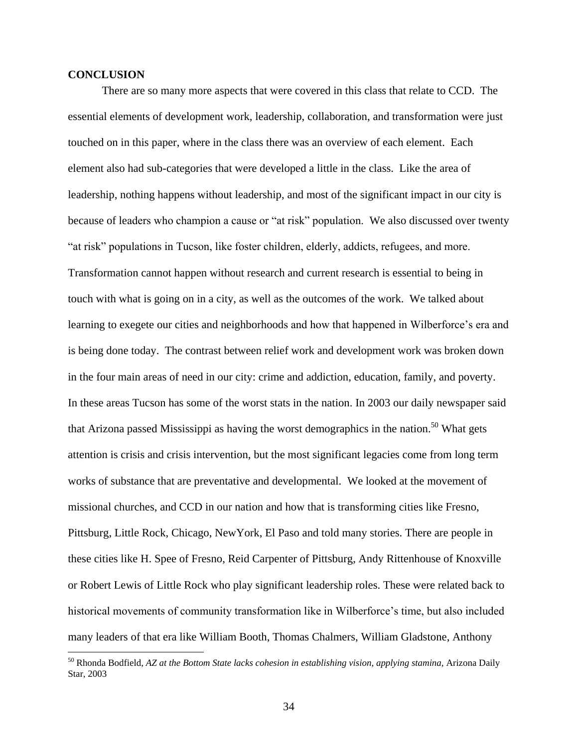**CONCLUSION**

There are so many more aspects that were covered in this class that relate to CCD. The essential elements of development work, leadership, collaboration, and transformation were just touched on in this paper, where in the class there was an overview of each element. Each element also had sub-categories that were developed a little in the class. Like the area of leadership, nothing happens without leadership, and most of the significant impact in our city is because of leaders who champion a cause or "at risk" population. We also discussed over twenty "at risk" populations in Tucson, like foster children, elderly, addicts, refugees, and more. Transformation cannot happen without research and current research is essential to being in touch with what is going on in a city, as well as the outcomes of the work. We talked about learning to exegete our cities and neighborhoods and how that happened in Wilberforce's era and is being done today. The contrast between relief work and development work was broken down in the four main areas of need in our city: crime and addiction, education, family, and poverty. In these areas Tucson has some of the worst stats in the nation. In 2003 our daily newspaper said that Arizona passed Mississippi as having the worst demographics in the nation.[50] What gets attention is crisis and crisis intervention, but the most significant legacies come from long term works of substance that are preventative and developmental. We looked at the movement of missional churches, and CCD in our nation and how that is transforming cities like Fresno, Pittsburg, Little Rock, Chicago, NewYork, El Paso and told many stories. There are people in these cities like H. Spee of Fresno, Reid Carpenter of Pittsburg, Andy Rittenhouse of Knoxville or Robert Lewis of Little Rock who play significant leadership roles. These were related back to historical movements of community transformation like in Wilberforce's time, but also included many leaders of that era like William Booth, Thomas Chalmers, William Gladstone, Anthony

---

[50] Rhonda Bodfield, *AZ at the Bottom State lacks cohesion in establishing vision, applying stamina,* Arizona Daily Star, 2003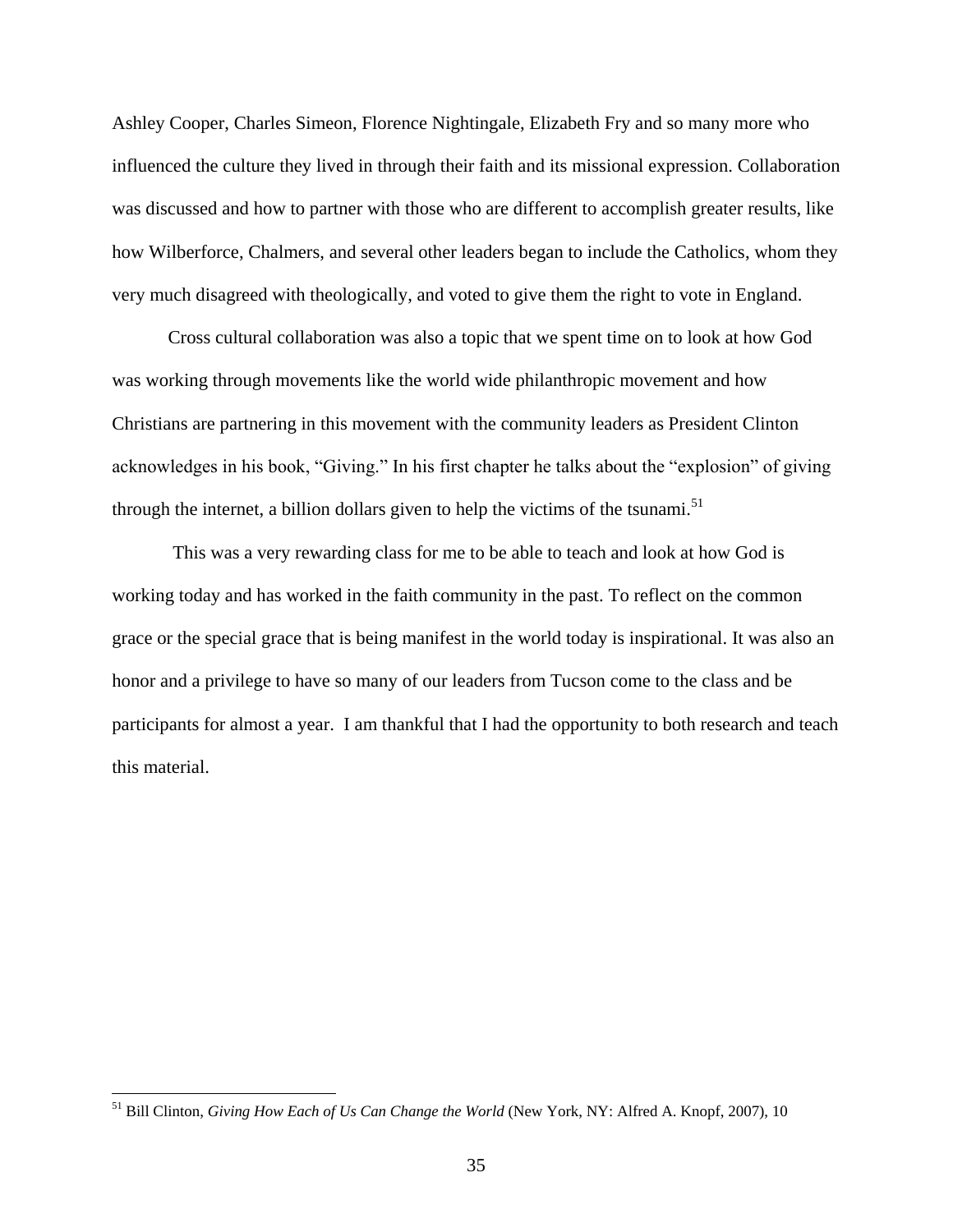Ashley Cooper, Charles Simeon, Florence Nightingale, Elizabeth Fry and so many more who influenced the culture they lived in through their faith and its missional expression. Collaboration was discussed and how to partner with those who are different to accomplish greater results, like how Wilberforce, Chalmers, and several other leaders began to include the Catholics, whom they very much disagreed with theologically, and voted to give them the right to vote in England.

Cross cultural collaboration was also a topic that we spent time on to look at how God was working through movements like the world wide philanthropic movement and how Christians are partnering in this movement with the community leaders as President Clinton acknowledges in his book, "Giving." In his first chapter he talks about the "explosion" of giving through the internet, a billion dollars given to help the victims of the tsunami.[51]

This was a very rewarding class for me to be able to teach and look at how God is working today and has worked in the faith community in the past. To reflect on the common grace or the special grace that is being manifest in the world today is inspirational. It was also an honor and a privilege to have so many of our leaders from Tucson come to the class and be participants for almost a year. I am thankful that I had the opportunity to both research and teach this material.

---

[51] Bill Clinton, *Giving How Each of Us Can Change the World* (New York, NY: Alfred A. Knopf, 2007), 10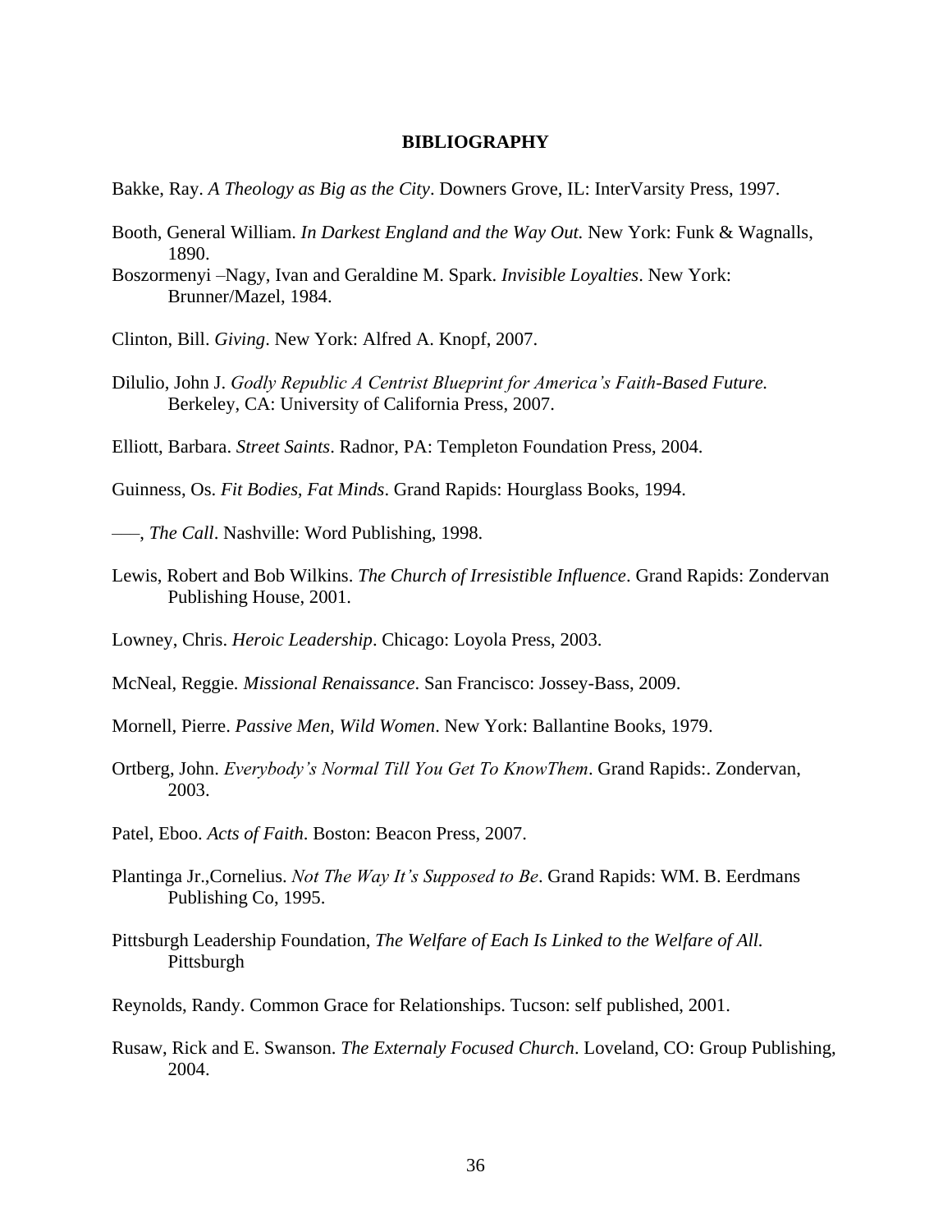# BIBLIOGRAPHY

Bakke, Ray. *A Theology as Big as the City*. Downers Grove, IL: InterVarsity Press, 1997.

Booth, General William. *In Darkest England and the Way Out.* New York: Funk & Wagnalls, 1890.

Boszormenyi –Nagy, Ivan and Geraldine M. Spark. *Invisible Loyalties*. New York: Brunner/Mazel, 1984.

Clinton, Bill. *Giving*. New York: Alfred A. Knopf, 2007.

Dilulio, John J. *Godly Republic A Centrist Blueprint for America's Faith-Based Future.* Berkeley, CA: University of California Press, 2007.

Elliott, Barbara. *Street Saints*. Radnor, PA: Templeton Foundation Press, 2004.

Guinness, Os. *Fit Bodies, Fat Minds*. Grand Rapids: Hourglass Books, 1994.

–––, *The Call*. Nashville: Word Publishing, 1998.

Lewis, Robert and Bob Wilkins. *The Church of Irresistible Influence*. Grand Rapids: Zondervan Publishing House, 2001.

Lowney, Chris. *Heroic Leadership*. Chicago: Loyola Press, 2003.

McNeal, Reggie. *Missional Renaissance*. San Francisco: Jossey-Bass, 2009.

Mornell, Pierre. *Passive Men, Wild Women*. New York: Ballantine Books, 1979.

Ortberg, John. *Everybody's Normal Till You Get To KnowThem*. Grand Rapids:. Zondervan, 2003.

Patel, Eboo. *Acts of Faith*. Boston: Beacon Press, 2007.

Plantinga Jr.,Cornelius. *Not The Way It's Supposed to Be*. Grand Rapids: WM. B. Eerdmans Publishing Co, 1995.

Pittsburgh Leadership Foundation, *The Welfare of Each Is Linked to the Welfare of All.* Pittsburgh

Reynolds, Randy. Common Grace for Relationships. Tucson: self published, 2001.

Rusaw, Rick and E. Swanson. *The Externaly Focused Church*. Loveland, CO: Group Publishing, 2004.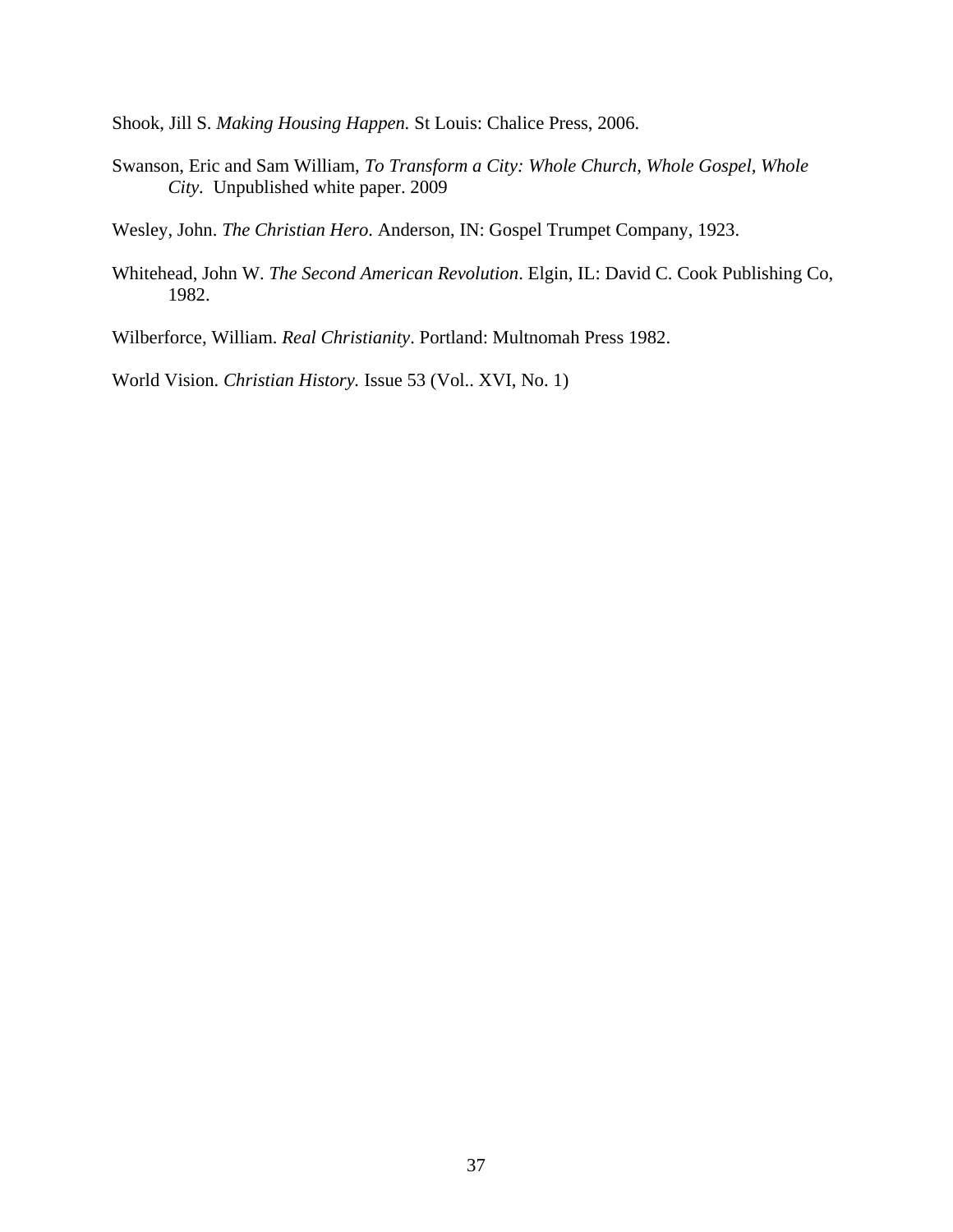Shook, Jill S. *Making Housing Happen.* St Louis: Chalice Press, 2006.

Swanson, Eric and Sam William, *To Transform a City: Whole Church, Whole Gospel, Whole City.* Unpublished white paper. 2009

Wesley, John. *The Christian Hero.* Anderson, IN: Gospel Trumpet Company, 1923.

Whitehead, John W. *The Second American Revolution*. Elgin, IL: David C. Cook Publishing Co, 1982.

Wilberforce, William. *Real Christianity*. Portland: Multnomah Press 1982.

World Vision. *Christian History.* Issue 53 (Vol.. XVI, No. 1)